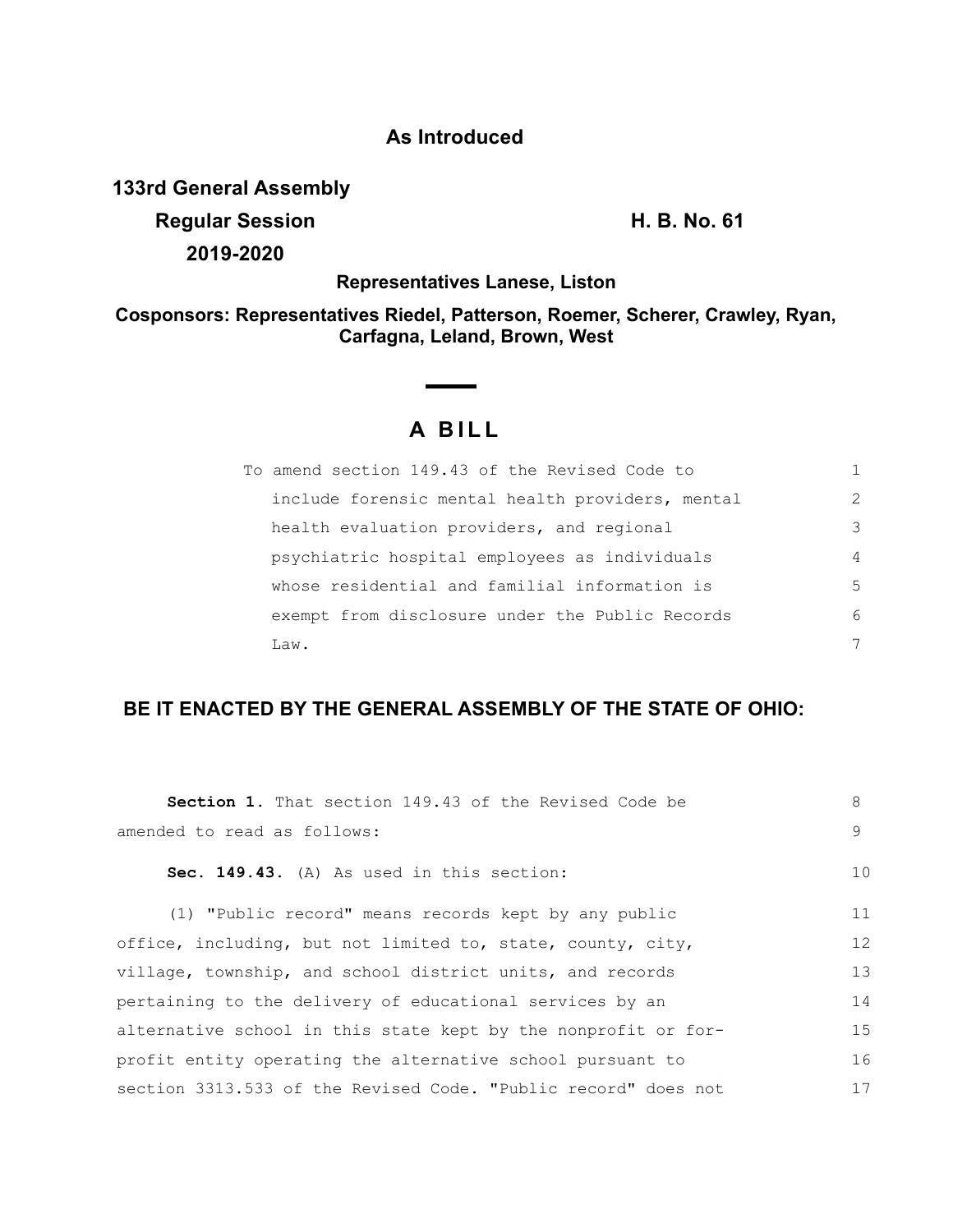**As Introduced**

**133rd General Assembly**

**Regular Session** **H. B. No. 61**

**2019-2020**

**Representatives Lanese, Liston**

**Cosponsors: Representatives Riedel, Patterson, Roemer, Scherer, Crawley, Ryan, Carfagna, Leland, Brown, West**

# A BILL

To amend section 149.43 of the Revised Code to include forensic mental health providers, mental health evaluation providers, and regional psychiatric hospital employees as individuals whose residential and familial information is exempt from disclosure under the Public Records Law.

## BE IT ENACTED BY THE GENERAL ASSEMBLY OF THE STATE OF OHIO:

**Section 1.** That section 149.43 of the Revised Code be amended to read as follows:

**Sec. 149.43.** (A) As used in this section:

(1) "Public record" means records kept by any public office, including, but not limited to, state, county, city, village, township, and school district units, and records pertaining to the delivery of educational services by an alternative school in this state kept by the nonprofit or for-profit entity operating the alternative school pursuant to section 3313.533 of the Revised Code. "Public record" does not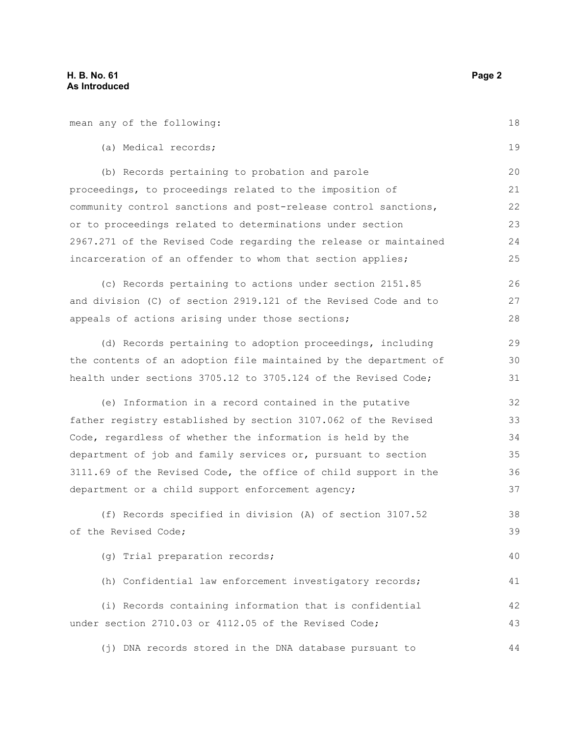mean any of the following:

(a) Medical records;

(b) Records pertaining to probation and parole proceedings, to proceedings related to the imposition of community control sanctions and post-release control sanctions, or to proceedings related to determinations under section 2967.271 of the Revised Code regarding the release or maintained incarceration of an offender to whom that section applies;

(c) Records pertaining to actions under section 2151.85 and division (C) of section 2919.121 of the Revised Code and to appeals of actions arising under those sections;

(d) Records pertaining to adoption proceedings, including the contents of an adoption file maintained by the department of health under sections 3705.12 to 3705.124 of the Revised Code;

(e) Information in a record contained in the putative father registry established by section 3107.062 of the Revised Code, regardless of whether the information is held by the department of job and family services or, pursuant to section 3111.69 of the Revised Code, the office of child support in the department or a child support enforcement agency;

(f) Records specified in division (A) of section 3107.52 of the Revised Code;

(g) Trial preparation records;

(h) Confidential law enforcement investigatory records;

(i) Records containing information that is confidential under section 2710.03 or 4112.05 of the Revised Code;

(j) DNA records stored in the DNA database pursuant to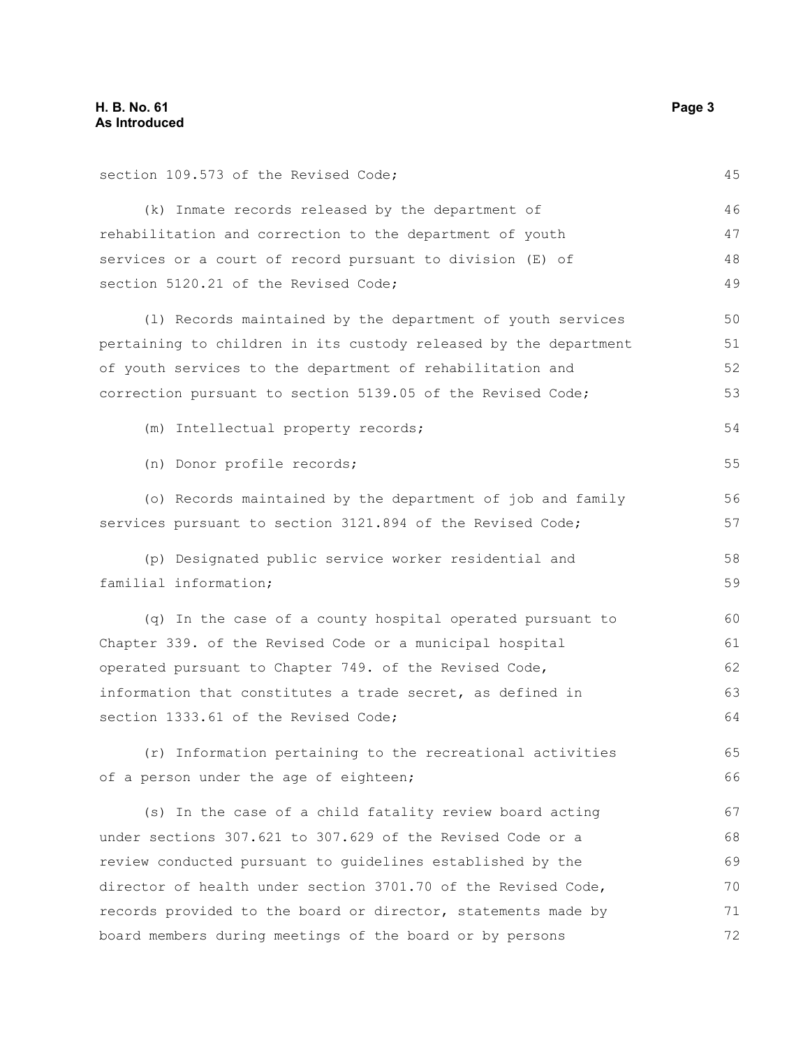section 109.573 of the Revised Code;

(k) Inmate records released by the department of rehabilitation and correction to the department of youth services or a court of record pursuant to division (E) of section 5120.21 of the Revised Code;

(l) Records maintained by the department of youth services pertaining to children in its custody released by the department of youth services to the department of rehabilitation and correction pursuant to section 5139.05 of the Revised Code;

(m) Intellectual property records;

(n) Donor profile records;

(o) Records maintained by the department of job and family services pursuant to section 3121.894 of the Revised Code;

(p) Designated public service worker residential and familial information;

(q) In the case of a county hospital operated pursuant to Chapter 339. of the Revised Code or a municipal hospital operated pursuant to Chapter 749. of the Revised Code, information that constitutes a trade secret, as defined in section 1333.61 of the Revised Code;

(r) Information pertaining to the recreational activities of a person under the age of eighteen;

(s) In the case of a child fatality review board acting under sections 307.621 to 307.629 of the Revised Code or a review conducted pursuant to guidelines established by the director of health under section 3701.70 of the Revised Code, records provided to the board or director, statements made by board members during meetings of the board or by persons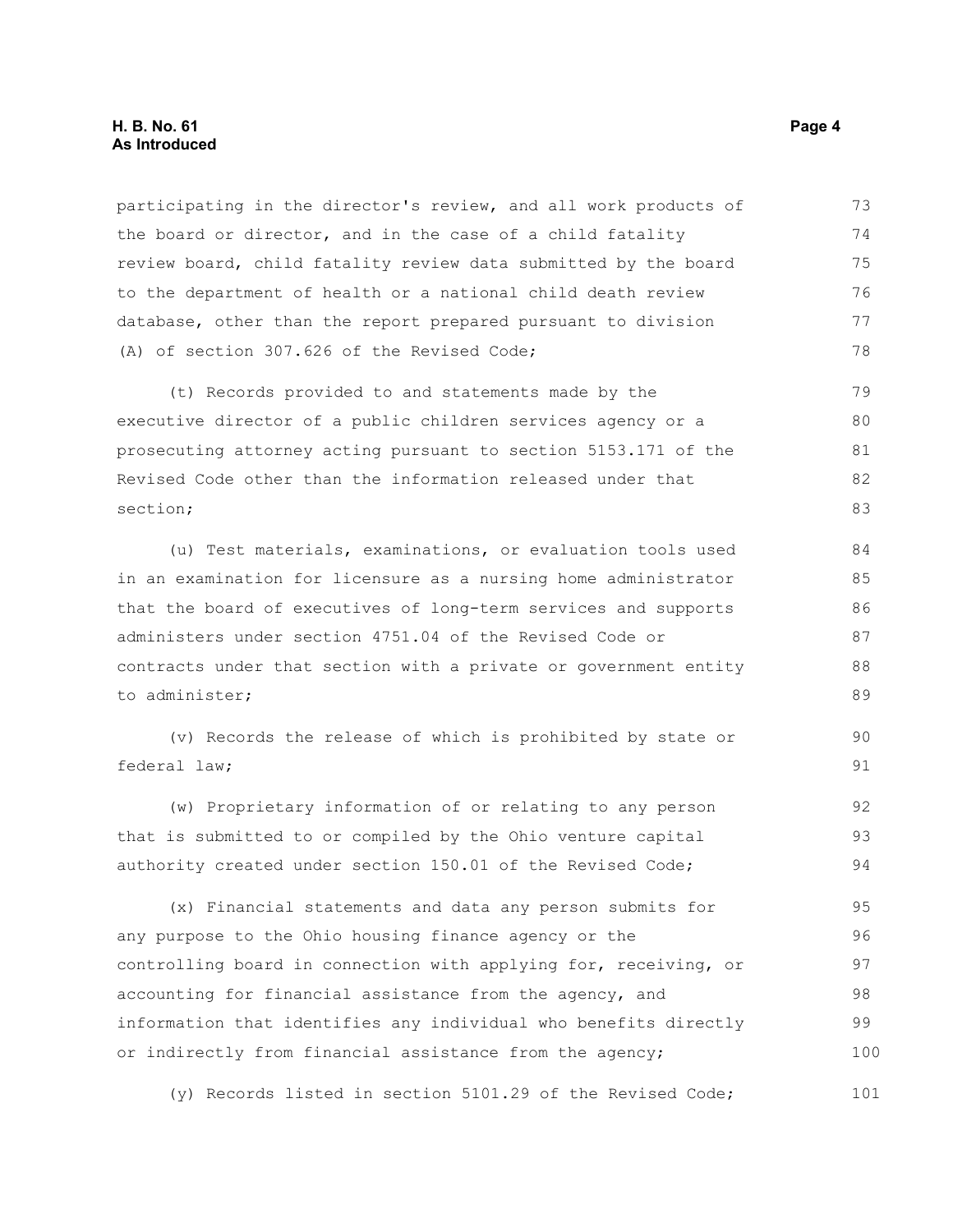participating in the director's review, and all work products of the board or director, and in the case of a child fatality review board, child fatality review data submitted by the board to the department of health or a national child death review database, other than the report prepared pursuant to division (A) of section 307.626 of the Revised Code;

(t) Records provided to and statements made by the executive director of a public children services agency or a prosecuting attorney acting pursuant to section 5153.171 of the Revised Code other than the information released under that section;

(u) Test materials, examinations, or evaluation tools used in an examination for licensure as a nursing home administrator that the board of executives of long-term services and supports administers under section 4751.04 of the Revised Code or contracts under that section with a private or government entity to administer;

(v) Records the release of which is prohibited by state or federal law;

(w) Proprietary information of or relating to any person that is submitted to or compiled by the Ohio venture capital authority created under section 150.01 of the Revised Code;

(x) Financial statements and data any person submits for any purpose to the Ohio housing finance agency or the controlling board in connection with applying for, receiving, or accounting for financial assistance from the agency, and information that identifies any individual who benefits directly or indirectly from financial assistance from the agency;

(y) Records listed in section 5101.29 of the Revised Code;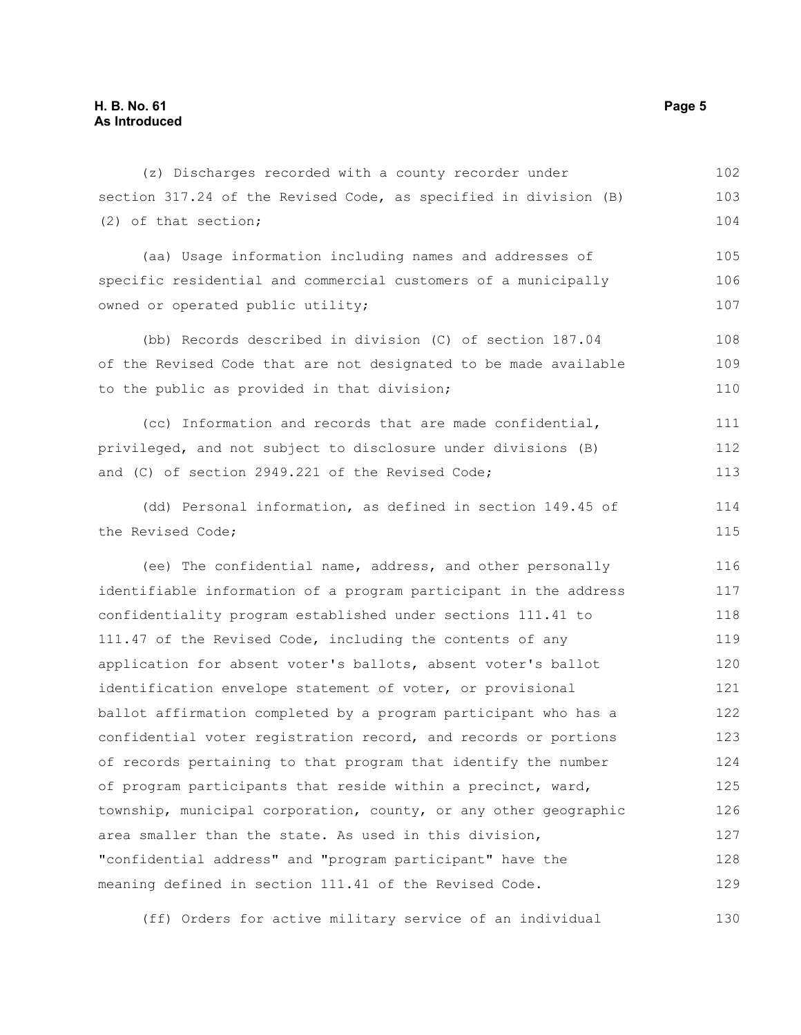(z) Discharges recorded with a county recorder under section 317.24 of the Revised Code, as specified in division (B) (2) of that section;

(aa) Usage information including names and addresses of specific residential and commercial customers of a municipally owned or operated public utility;

(bb) Records described in division (C) of section 187.04 of the Revised Code that are not designated to be made available to the public as provided in that division;

(cc) Information and records that are made confidential, privileged, and not subject to disclosure under divisions (B) and (C) of section 2949.221 of the Revised Code;

(dd) Personal information, as defined in section 149.45 of the Revised Code;

(ee) The confidential name, address, and other personally identifiable information of a program participant in the address confidentiality program established under sections 111.41 to 111.47 of the Revised Code, including the contents of any application for absent voter's ballots, absent voter's ballot identification envelope statement of voter, or provisional ballot affirmation completed by a program participant who has a confidential voter registration record, and records or portions of records pertaining to that program that identify the number of program participants that reside within a precinct, ward, township, municipal corporation, county, or any other geographic area smaller than the state. As used in this division, "confidential address" and "program participant" have the meaning defined in section 111.41 of the Revised Code.

(ff) Orders for active military service of an individual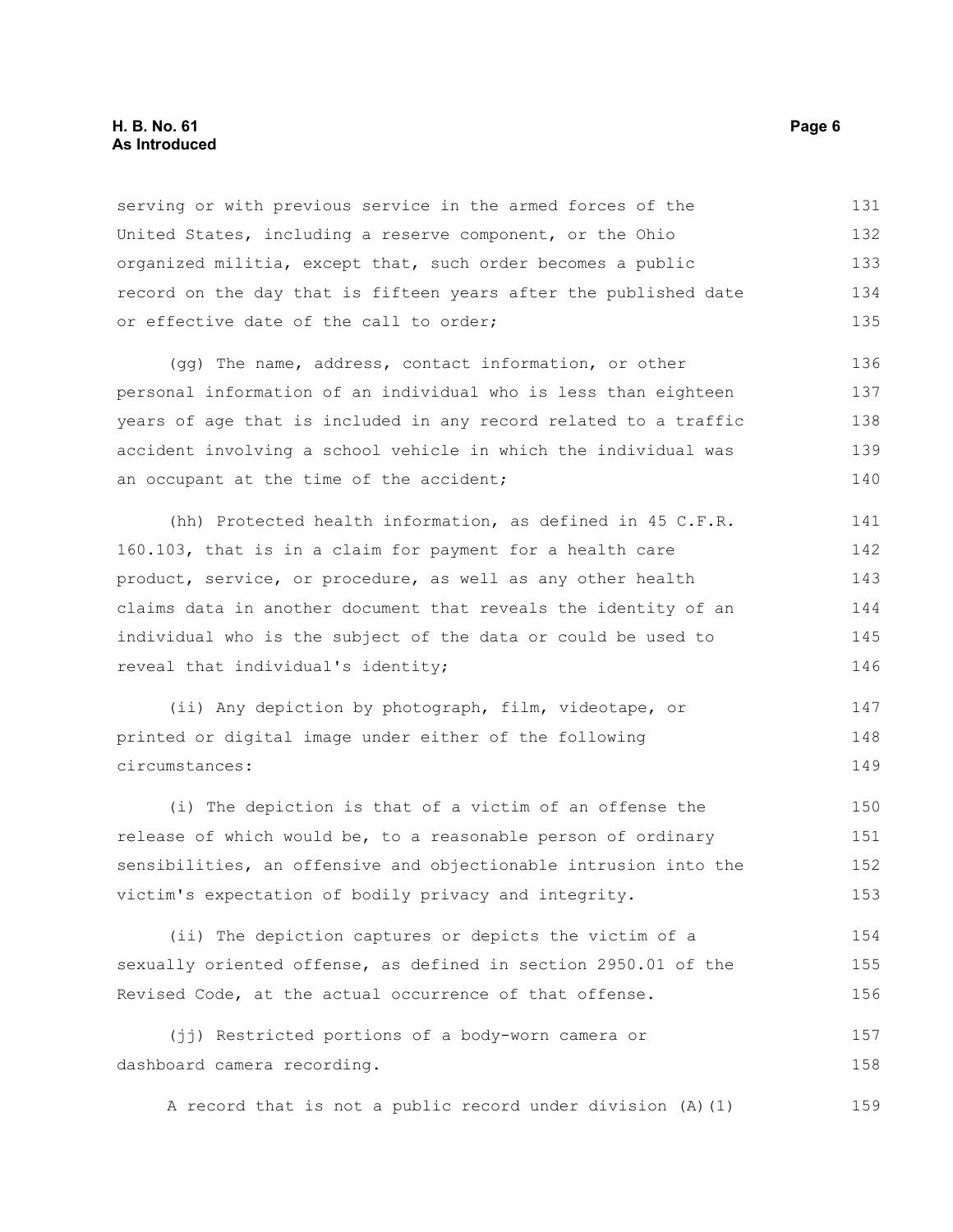serving or with previous service in the armed forces of the United States, including a reserve component, or the Ohio organized militia, except that, such order becomes a public record on the day that is fifteen years after the published date or effective date of the call to order;

(gg) The name, address, contact information, or other personal information of an individual who is less than eighteen years of age that is included in any record related to a traffic accident involving a school vehicle in which the individual was an occupant at the time of the accident;

(hh) Protected health information, as defined in 45 C.F.R. 160.103, that is in a claim for payment for a health care product, service, or procedure, as well as any other health claims data in another document that reveals the identity of an individual who is the subject of the data or could be used to reveal that individual's identity;

(ii) Any depiction by photograph, film, videotape, or printed or digital image under either of the following circumstances:

(i) The depiction is that of a victim of an offense the release of which would be, to a reasonable person of ordinary sensibilities, an offensive and objectionable intrusion into the victim's expectation of bodily privacy and integrity.

(ii) The depiction captures or depicts the victim of a sexually oriented offense, as defined in section 2950.01 of the Revised Code, at the actual occurrence of that offense.

(jj) Restricted portions of a body-worn camera or dashboard camera recording.

A record that is not a public record under division (A)(1)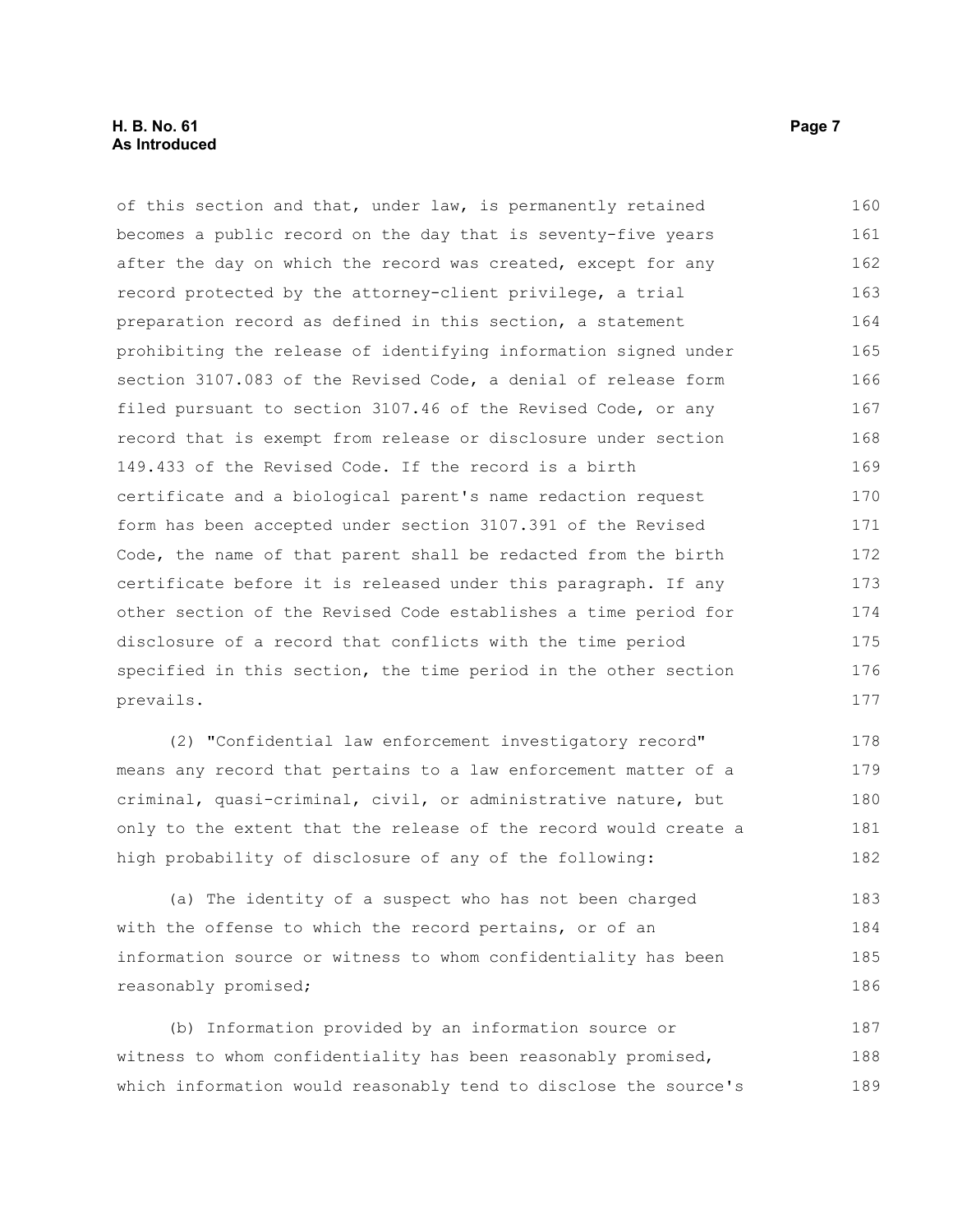of this section and that, under law, is permanently retained becomes a public record on the day that is seventy-five years after the day on which the record was created, except for any record protected by the attorney-client privilege, a trial preparation record as defined in this section, a statement prohibiting the release of identifying information signed under section 3107.083 of the Revised Code, a denial of release form filed pursuant to section 3107.46 of the Revised Code, or any record that is exempt from release or disclosure under section 149.433 of the Revised Code. If the record is a birth certificate and a biological parent's name redaction request form has been accepted under section 3107.391 of the Revised Code, the name of that parent shall be redacted from the birth certificate before it is released under this paragraph. If any other section of the Revised Code establishes a time period for disclosure of a record that conflicts with the time period specified in this section, the time period in the other section prevails.

(2) "Confidential law enforcement investigatory record" means any record that pertains to a law enforcement matter of a criminal, quasi-criminal, civil, or administrative nature, but only to the extent that the release of the record would create a high probability of disclosure of any of the following:

(a) The identity of a suspect who has not been charged with the offense to which the record pertains, or of an information source or witness to whom confidentiality has been reasonably promised;

(b) Information provided by an information source or witness to whom confidentiality has been reasonably promised, which information would reasonably tend to disclose the source's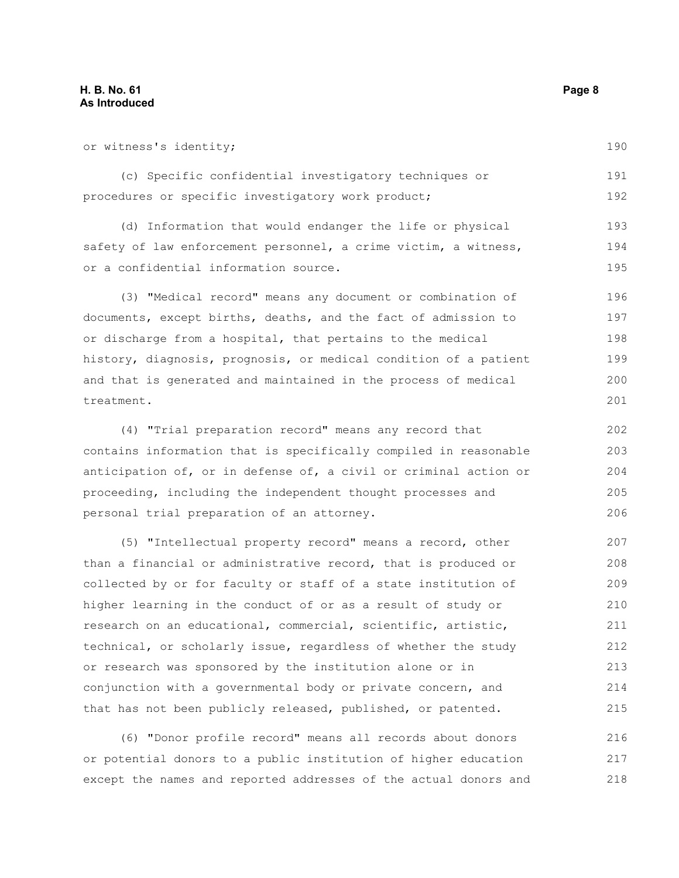or witness's identity;

(c) Specific confidential investigatory techniques or procedures or specific investigatory work product;

(d) Information that would endanger the life or physical safety of law enforcement personnel, a crime victim, a witness, or a confidential information source.

(3) "Medical record" means any document or combination of documents, except births, deaths, and the fact of admission to or discharge from a hospital, that pertains to the medical history, diagnosis, prognosis, or medical condition of a patient and that is generated and maintained in the process of medical treatment.

(4) "Trial preparation record" means any record that contains information that is specifically compiled in reasonable anticipation of, or in defense of, a civil or criminal action or proceeding, including the independent thought processes and personal trial preparation of an attorney.

(5) "Intellectual property record" means a record, other than a financial or administrative record, that is produced or collected by or for faculty or staff of a state institution of higher learning in the conduct of or as a result of study or research on an educational, commercial, scientific, artistic, technical, or scholarly issue, regardless of whether the study or research was sponsored by the institution alone or in conjunction with a governmental body or private concern, and that has not been publicly released, published, or patented.

(6) "Donor profile record" means all records about donors or potential donors to a public institution of higher education except the names and reported addresses of the actual donors and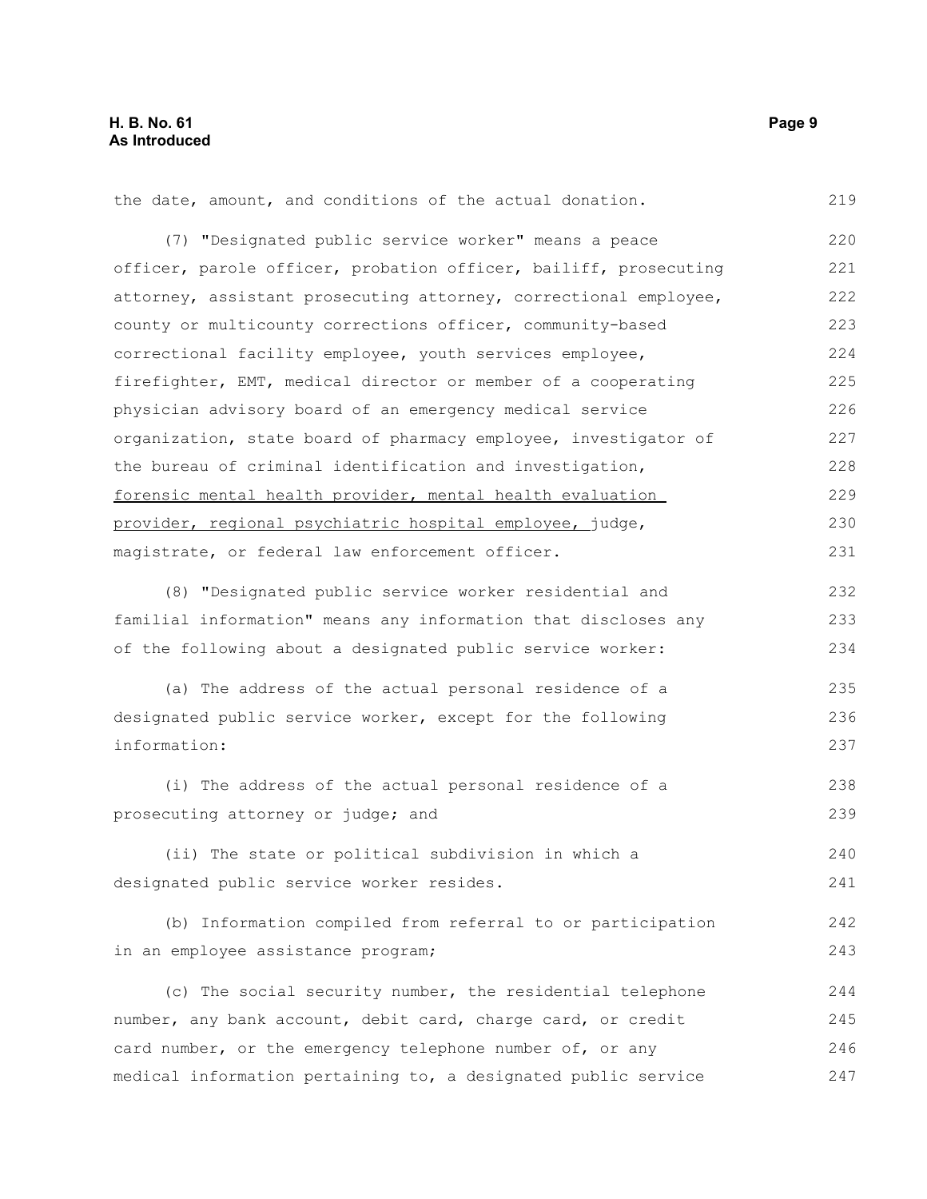the date, amount, and conditions of the actual donation.

(7) "Designated public service worker" means a peace officer, parole officer, probation officer, bailiff, prosecuting attorney, assistant prosecuting attorney, correctional employee, county or multicounty corrections officer, community-based correctional facility employee, youth services employee, firefighter, EMT, medical director or member of a cooperating physician advisory board of an emergency medical service organization, state board of pharmacy employee, investigator of the bureau of criminal identification and investigation, <u>forensic mental health provider, mental health evaluation provider, regional psychiatric hospital employee,</u> judge, magistrate, or federal law enforcement officer.

(8) "Designated public service worker residential and familial information" means any information that discloses any of the following about a designated public service worker:

(a) The address of the actual personal residence of a designated public service worker, except for the following information:

(i) The address of the actual personal residence of a prosecuting attorney or judge; and

(ii) The state or political subdivision in which a designated public service worker resides.

(b) Information compiled from referral to or participation in an employee assistance program;

(c) The social security number, the residential telephone number, any bank account, debit card, charge card, or credit card number, or the emergency telephone number of, or any medical information pertaining to, a designated public service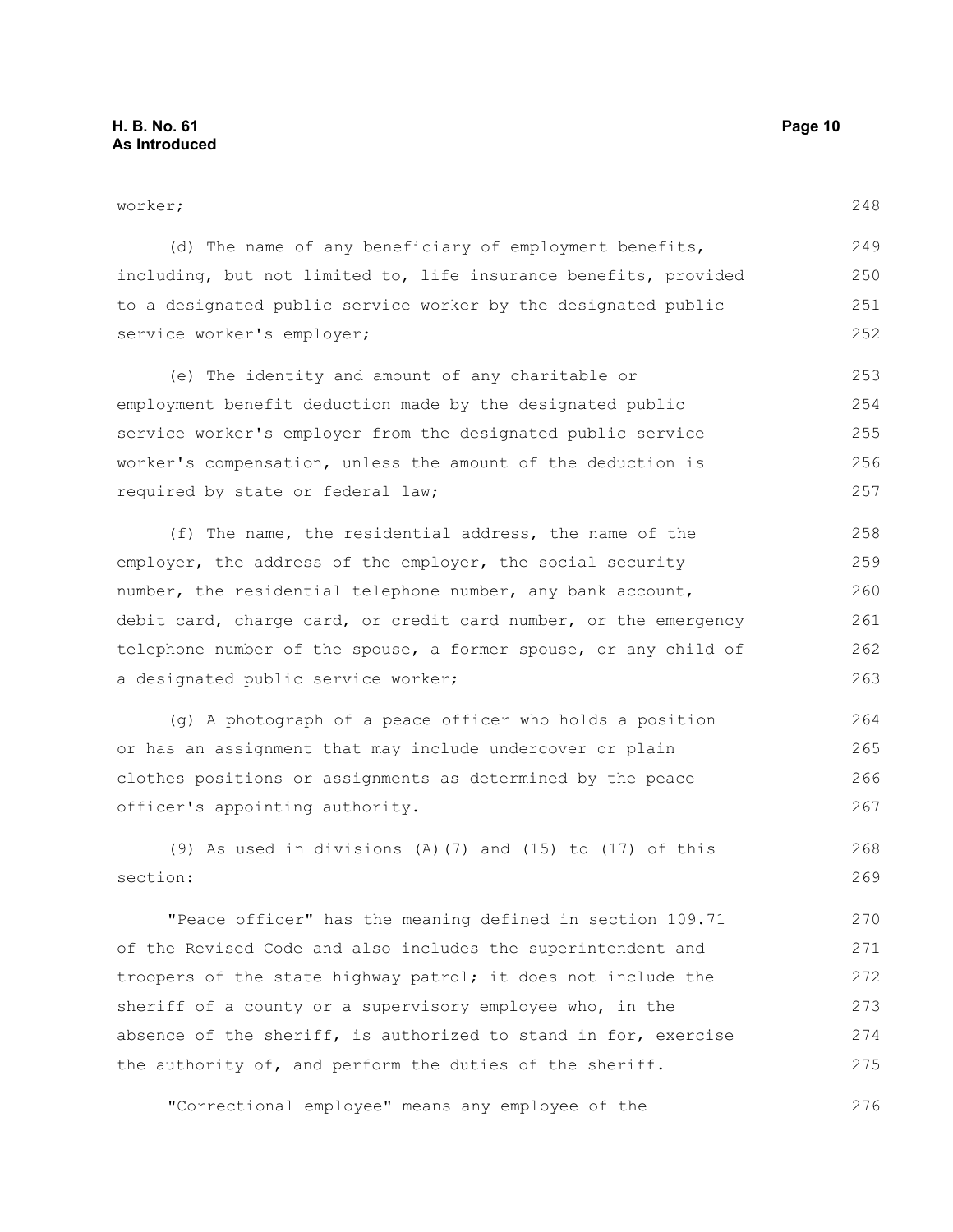worker;

(d) The name of any beneficiary of employment benefits, including, but not limited to, life insurance benefits, provided to a designated public service worker by the designated public service worker's employer;

(e) The identity and amount of any charitable or employment benefit deduction made by the designated public service worker's employer from the designated public service worker's compensation, unless the amount of the deduction is required by state or federal law;

(f) The name, the residential address, the name of the employer, the address of the employer, the social security number, the residential telephone number, any bank account, debit card, charge card, or credit card number, or the emergency telephone number of the spouse, a former spouse, or any child of a designated public service worker;

(g) A photograph of a peace officer who holds a position or has an assignment that may include undercover or plain clothes positions or assignments as determined by the peace officer's appointing authority.

(9) As used in divisions (A)(7) and (15) to (17) of this section:

"Peace officer" has the meaning defined in section 109.71 of the Revised Code and also includes the superintendent and troopers of the state highway patrol; it does not include the sheriff of a county or a supervisory employee who, in the absence of the sheriff, is authorized to stand in for, exercise the authority of, and perform the duties of the sheriff.

"Correctional employee" means any employee of the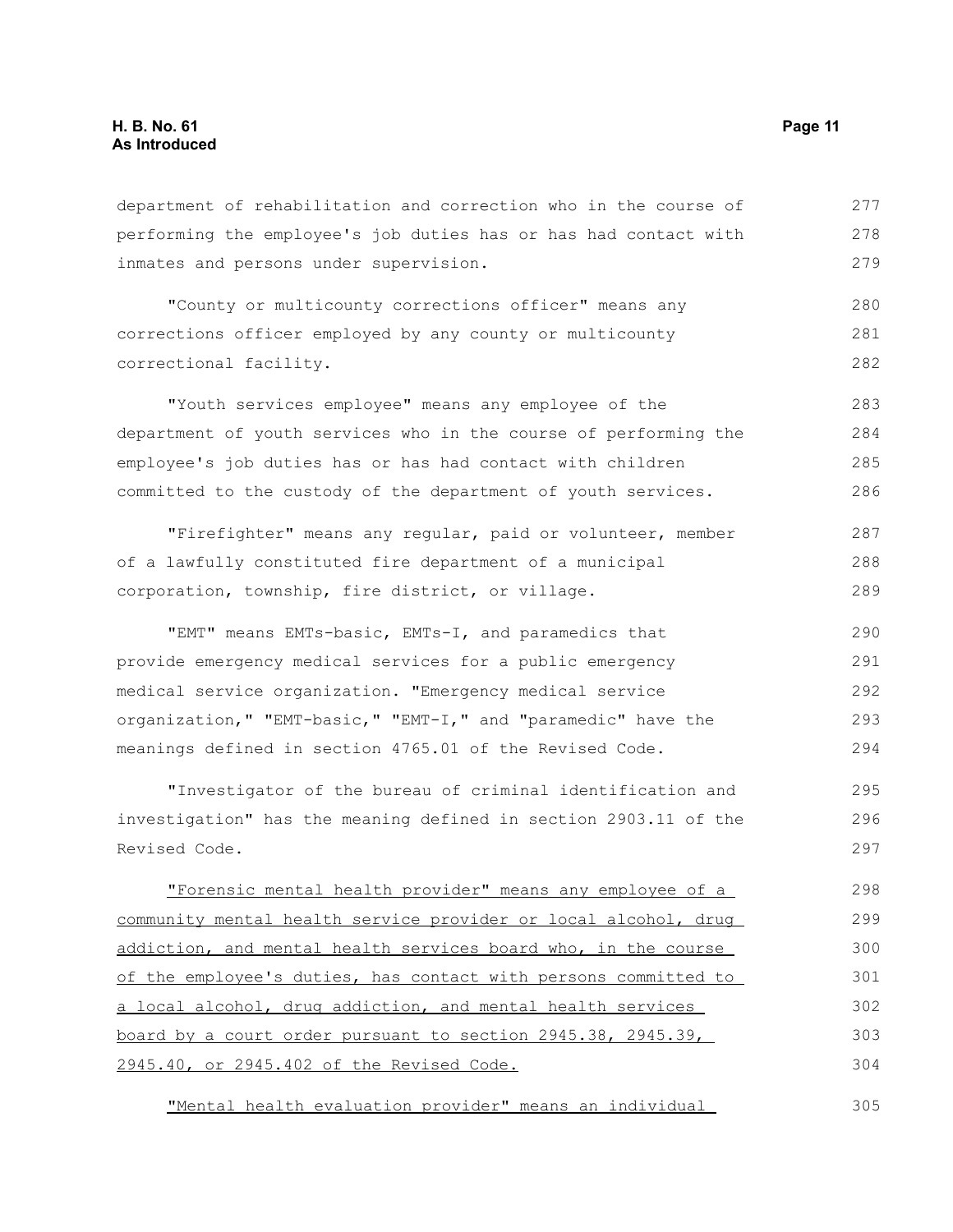department of rehabilitation and correction who in the course of performing the employee's job duties has or has had contact with inmates and persons under supervision.

"County or multicounty corrections officer" means any corrections officer employed by any county or multicounty correctional facility.

"Youth services employee" means any employee of the department of youth services who in the course of performing the employee's job duties has or has had contact with children committed to the custody of the department of youth services.

"Firefighter" means any regular, paid or volunteer, member of a lawfully constituted fire department of a municipal corporation, township, fire district, or village.

"EMT" means EMTs-basic, EMTs-I, and paramedics that provide emergency medical services for a public emergency medical service organization. "Emergency medical service organization," "EMT-basic," "EMT-I," and "paramedic" have the meanings defined in section 4765.01 of the Revised Code.

"Investigator of the bureau of criminal identification and investigation" has the meaning defined in section 2903.11 of the Revised Code.

"Forensic mental health provider" means any employee of a community mental health service provider or local alcohol, drug addiction, and mental health services board who, in the course of the employee's duties, has contact with persons committed to a local alcohol, drug addiction, and mental health services board by a court order pursuant to section 2945.38, 2945.39, 2945.40, or 2945.402 of the Revised Code.

"Mental health evaluation provider" means an individual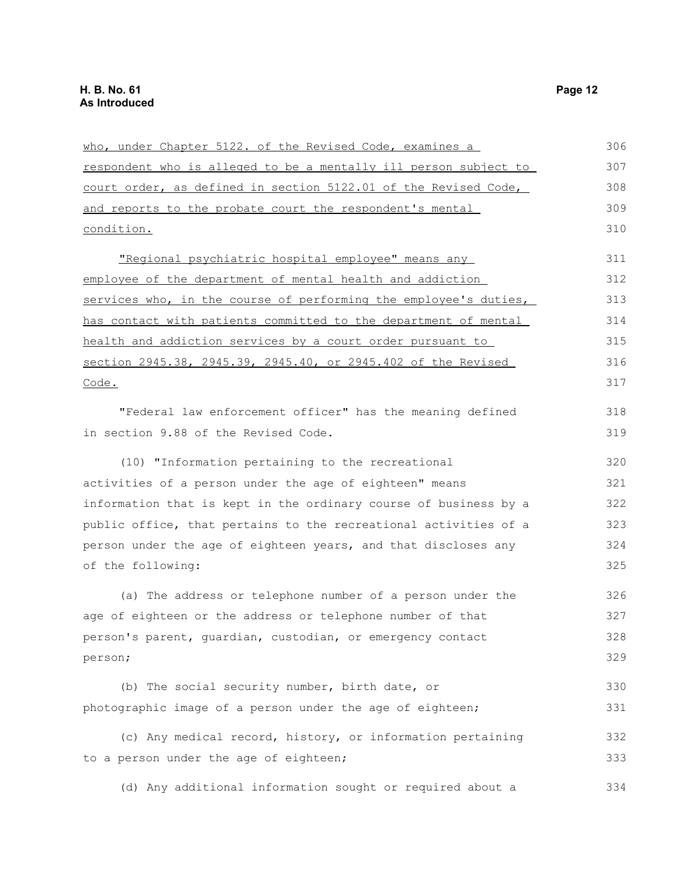who, under Chapter 5122. of the Revised Code, examines a respondent who is alleged to be a mentally ill person subject to court order, as defined in section 5122.01 of the Revised Code, and reports to the probate court the respondent's mental condition.

"Regional psychiatric hospital employee" means any employee of the department of mental health and addiction services who, in the course of performing the employee's duties, has contact with patients committed to the department of mental health and addiction services by a court order pursuant to section 2945.38, 2945.39, 2945.40, or 2945.402 of the Revised Code.

"Federal law enforcement officer" has the meaning defined in section 9.88 of the Revised Code.

(10) "Information pertaining to the recreational activities of a person under the age of eighteen" means information that is kept in the ordinary course of business by a public office, that pertains to the recreational activities of a person under the age of eighteen years, and that discloses any of the following:

(a) The address or telephone number of a person under the age of eighteen or the address or telephone number of that person's parent, guardian, custodian, or emergency contact person;

(b) The social security number, birth date, or photographic image of a person under the age of eighteen;

(c) Any medical record, history, or information pertaining to a person under the age of eighteen;

(d) Any additional information sought or required about a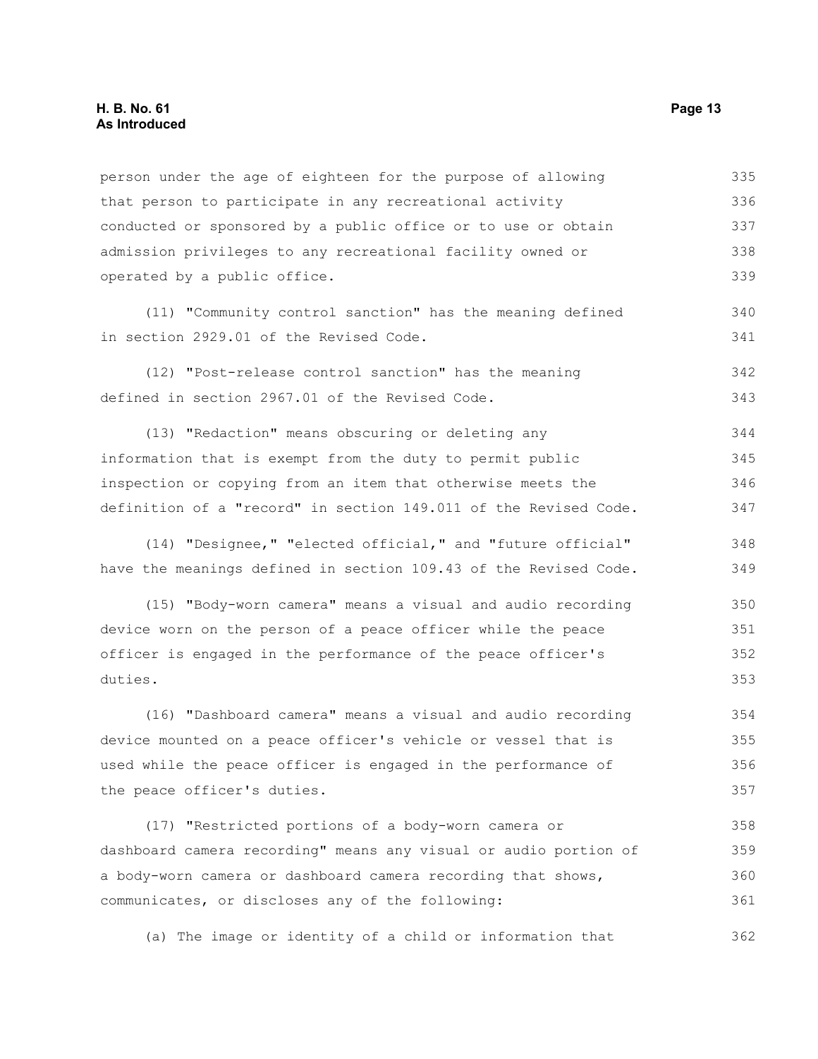person under the age of eighteen for the purpose of allowing that person to participate in any recreational activity conducted or sponsored by a public office or to use or obtain admission privileges to any recreational facility owned or operated by a public office.

(11) "Community control sanction" has the meaning defined in section 2929.01 of the Revised Code.

(12) "Post-release control sanction" has the meaning defined in section 2967.01 of the Revised Code.

(13) "Redaction" means obscuring or deleting any information that is exempt from the duty to permit public inspection or copying from an item that otherwise meets the definition of a "record" in section 149.011 of the Revised Code.

(14) "Designee," "elected official," and "future official" have the meanings defined in section 109.43 of the Revised Code.

(15) "Body-worn camera" means a visual and audio recording device worn on the person of a peace officer while the peace officer is engaged in the performance of the peace officer's duties.

(16) "Dashboard camera" means a visual and audio recording device mounted on a peace officer's vehicle or vessel that is used while the peace officer is engaged in the performance of the peace officer's duties.

(17) "Restricted portions of a body-worn camera or dashboard camera recording" means any visual or audio portion of a body-worn camera or dashboard camera recording that shows, communicates, or discloses any of the following:

(a) The image or identity of a child or information that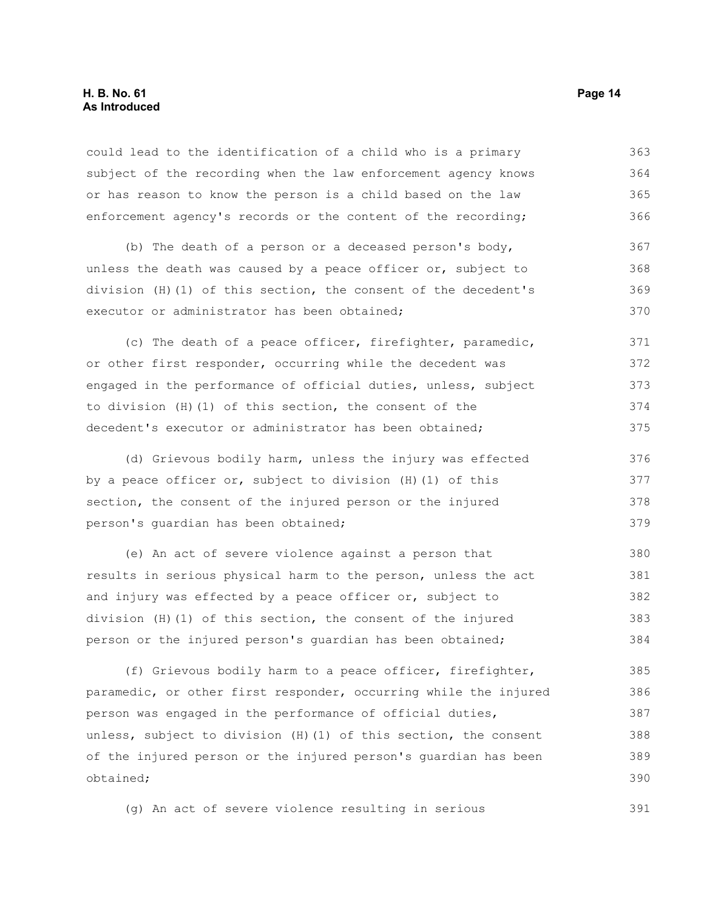could lead to the identification of a child who is a primary subject of the recording when the law enforcement agency knows or has reason to know the person is a child based on the law enforcement agency's records or the content of the recording;

(b) The death of a person or a deceased person's body, unless the death was caused by a peace officer or, subject to division (H)(1) of this section, the consent of the decedent's executor or administrator has been obtained;

(c) The death of a peace officer, firefighter, paramedic, or other first responder, occurring while the decedent was engaged in the performance of official duties, unless, subject to division (H)(1) of this section, the consent of the decedent's executor or administrator has been obtained;

(d) Grievous bodily harm, unless the injury was effected by a peace officer or, subject to division (H)(1) of this section, the consent of the injured person or the injured person's guardian has been obtained;

(e) An act of severe violence against a person that results in serious physical harm to the person, unless the act and injury was effected by a peace officer or, subject to division (H)(1) of this section, the consent of the injured person or the injured person's guardian has been obtained;

(f) Grievous bodily harm to a peace officer, firefighter, paramedic, or other first responder, occurring while the injured person was engaged in the performance of official duties, unless, subject to division (H)(1) of this section, the consent of the injured person or the injured person's guardian has been obtained;

(g) An act of severe violence resulting in serious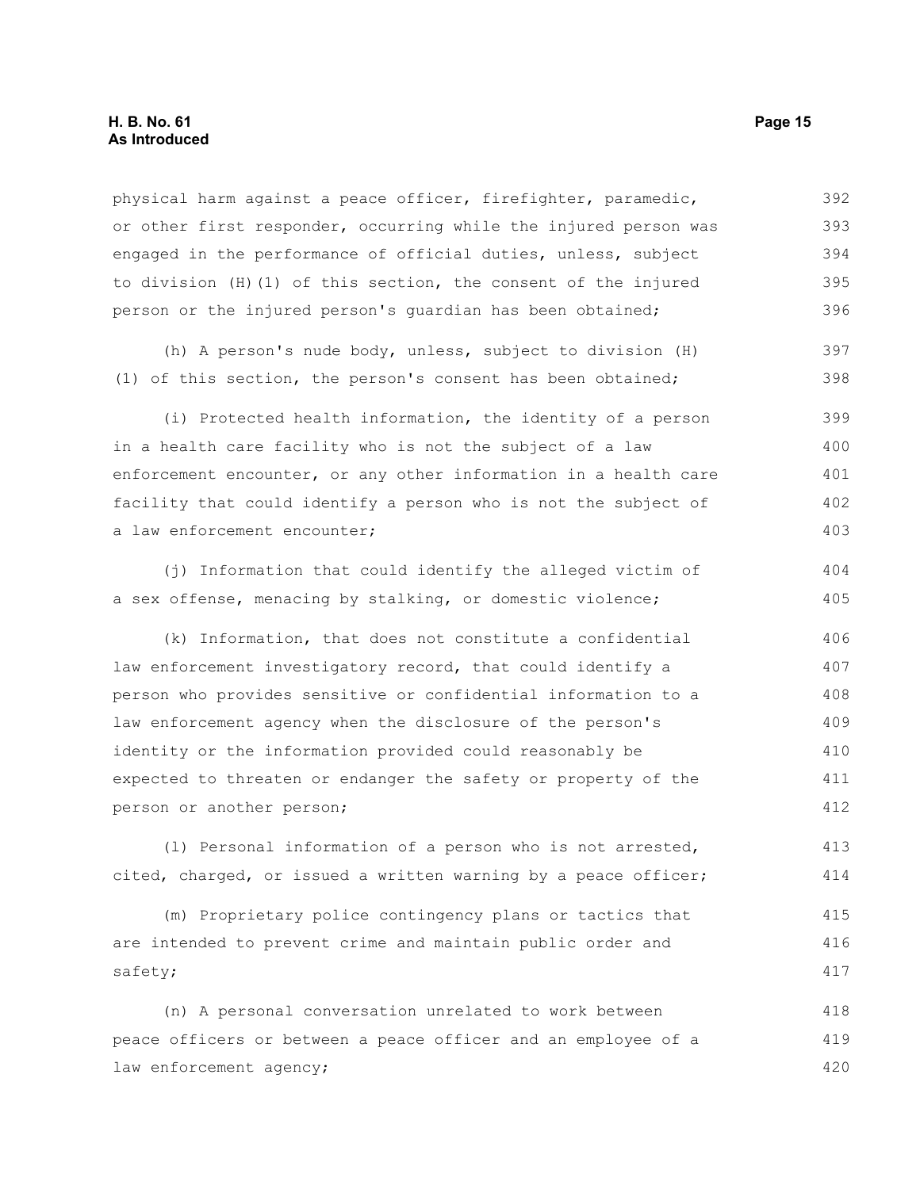physical harm against a peace officer, firefighter, paramedic, or other first responder, occurring while the injured person was engaged in the performance of official duties, unless, subject to division (H)(1) of this section, the consent of the injured person or the injured person's guardian has been obtained;

(h) A person's nude body, unless, subject to division (H)(1) of this section, the person's consent has been obtained;

(i) Protected health information, the identity of a person in a health care facility who is not the subject of a law enforcement encounter, or any other information in a health care facility that could identify a person who is not the subject of a law enforcement encounter;

(j) Information that could identify the alleged victim of a sex offense, menacing by stalking, or domestic violence;

(k) Information, that does not constitute a confidential law enforcement investigatory record, that could identify a person who provides sensitive or confidential information to a law enforcement agency when the disclosure of the person's identity or the information provided could reasonably be expected to threaten or endanger the safety or property of the person or another person;

(l) Personal information of a person who is not arrested, cited, charged, or issued a written warning by a peace officer;

(m) Proprietary police contingency plans or tactics that are intended to prevent crime and maintain public order and safety;

(n) A personal conversation unrelated to work between peace officers or between a peace officer and an employee of a law enforcement agency;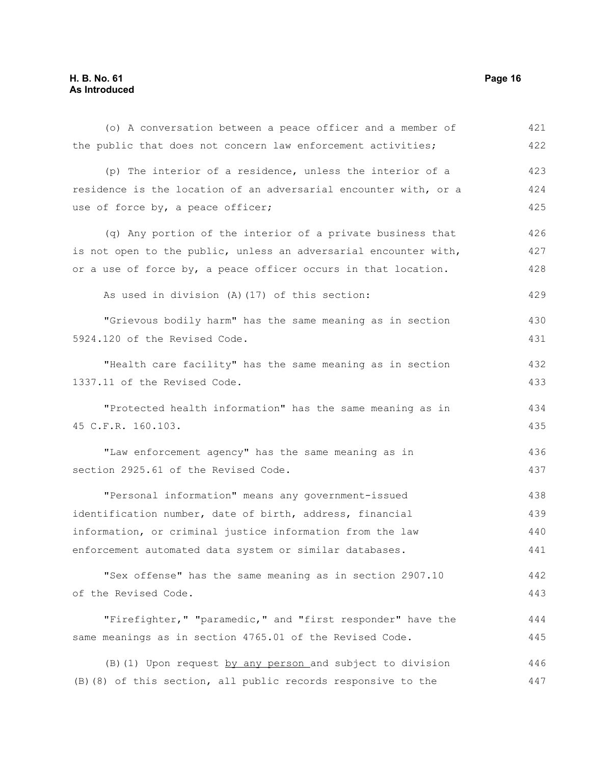(o) A conversation between a peace officer and a member of the public that does not concern law enforcement activities;

(p) The interior of a residence, unless the interior of a residence is the location of an adversarial encounter with, or a use of force by, a peace officer;

(q) Any portion of the interior of a private business that is not open to the public, unless an adversarial encounter with, or a use of force by, a peace officer occurs in that location.

As used in division (A)(17) of this section:

"Grievous bodily harm" has the same meaning as in section 5924.120 of the Revised Code.

"Health care facility" has the same meaning as in section 1337.11 of the Revised Code.

"Protected health information" has the same meaning as in 45 C.F.R. 160.103.

"Law enforcement agency" has the same meaning as in section 2925.61 of the Revised Code.

"Personal information" means any government-issued identification number, date of birth, address, financial information, or criminal justice information from the law enforcement automated data system or similar databases.

"Sex offense" has the same meaning as in section 2907.10 of the Revised Code.

"Firefighter," "paramedic," and "first responder" have the same meanings as in section 4765.01 of the Revised Code.

(B)(1) Upon request by any person and subject to division (B)(8) of this section, all public records responsive to the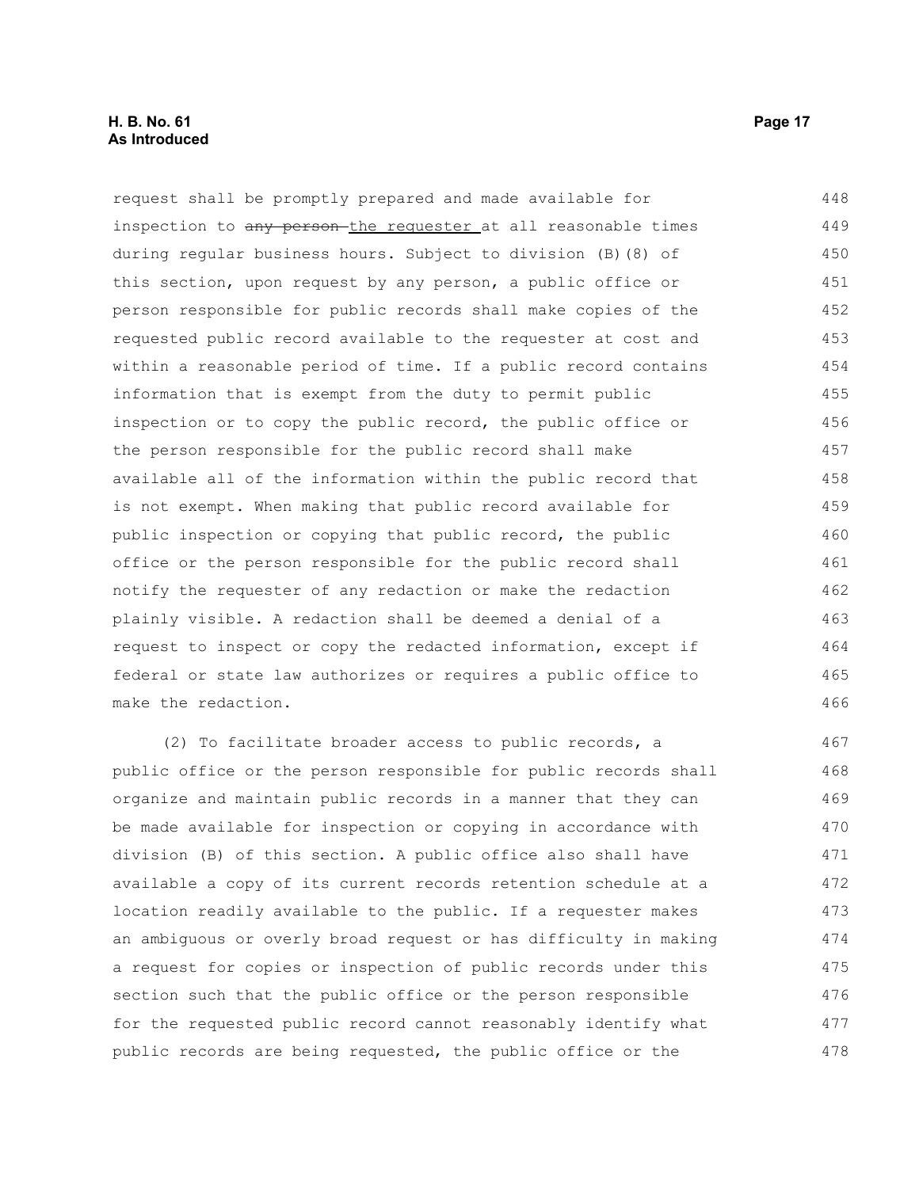request shall be promptly prepared and made available for inspection to ~~any person~~ the requester at all reasonable times during regular business hours. Subject to division (B)(8) of this section, upon request by any person, a public office or person responsible for public records shall make copies of the requested public record available to the requester at cost and within a reasonable period of time. If a public record contains information that is exempt from the duty to permit public inspection or to copy the public record, the public office or the person responsible for the public record shall make available all of the information within the public record that is not exempt. When making that public record available for public inspection or copying that public record, the public office or the person responsible for the public record shall notify the requester of any redaction or make the redaction plainly visible. A redaction shall be deemed a denial of a request to inspect or copy the redacted information, except if federal or state law authorizes or requires a public office to make the redaction.

(2) To facilitate broader access to public records, a public office or the person responsible for public records shall organize and maintain public records in a manner that they can be made available for inspection or copying in accordance with division (B) of this section. A public office also shall have available a copy of its current records retention schedule at a location readily available to the public. If a requester makes an ambiguous or overly broad request or has difficulty in making a request for copies or inspection of public records under this section such that the public office or the person responsible for the requested public record cannot reasonably identify what public records are being requested, the public office or the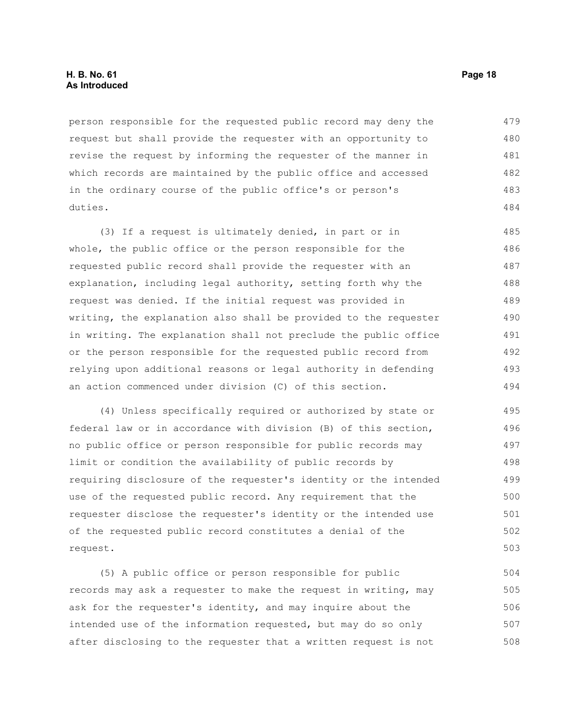person responsible for the requested public record may deny the request but shall provide the requester with an opportunity to revise the request by informing the requester of the manner in which records are maintained by the public office and accessed in the ordinary course of the public office's or person's duties.

(3) If a request is ultimately denied, in part or in whole, the public office or the person responsible for the requested public record shall provide the requester with an explanation, including legal authority, setting forth why the request was denied. If the initial request was provided in writing, the explanation also shall be provided to the requester in writing. The explanation shall not preclude the public office or the person responsible for the requested public record from relying upon additional reasons or legal authority in defending an action commenced under division (C) of this section.

(4) Unless specifically required or authorized by state or federal law or in accordance with division (B) of this section, no public office or person responsible for public records may limit or condition the availability of public records by requiring disclosure of the requester's identity or the intended use of the requested public record. Any requirement that the requester disclose the requester's identity or the intended use of the requested public record constitutes a denial of the request.

(5) A public office or person responsible for public records may ask a requester to make the request in writing, may ask for the requester's identity, and may inquire about the intended use of the information requested, but may do so only after disclosing to the requester that a written request is not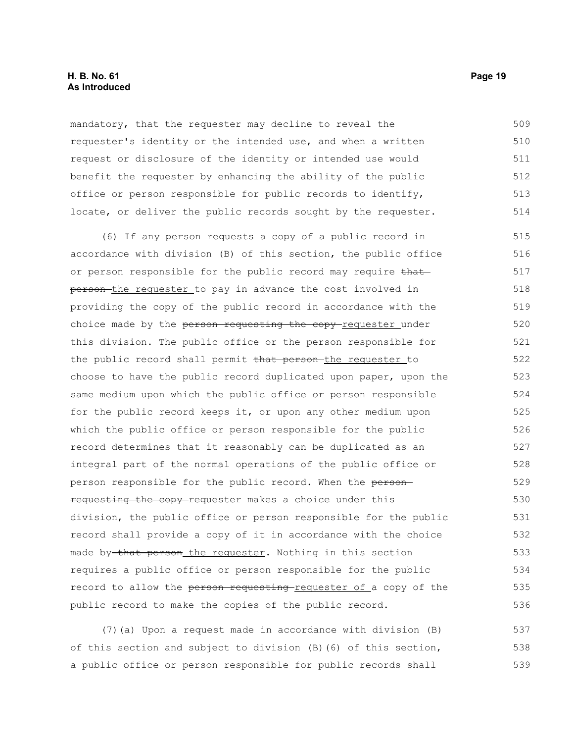mandatory, that the requester may decline to reveal the requester's identity or the intended use, and when a written request or disclosure of the identity or intended use would benefit the requester by enhancing the ability of the public office or person responsible for public records to identify, locate, or deliver the public records sought by the requester.

(6) If any person requests a copy of a public record in accordance with division (B) of this section, the public office or person responsible for the public record may require ~~that person~~ <u>the requester</u> to pay in advance the cost involved in providing the copy of the public record in accordance with the choice made by the ~~person requesting the copy~~ <u>requester</u> under this division. The public office or the person responsible for the public record shall permit ~~that person~~ <u>the requester</u> to choose to have the public record duplicated upon paper, upon the same medium upon which the public office or person responsible for the public record keeps it, or upon any other medium upon which the public office or person responsible for the public record determines that it reasonably can be duplicated as an integral part of the normal operations of the public office or person responsible for the public record. When the ~~person requesting the copy~~ <u>requester</u> makes a choice under this division, the public office or person responsible for the public record shall provide a copy of it in accordance with the choice made by ~~that person~~ <u>the requester</u>. Nothing in this section requires a public office or person responsible for the public record to allow the ~~person requesting~~ <u>requester of</u> a copy of the public record to make the copies of the public record.

(7)(a) Upon a request made in accordance with division (B) of this section and subject to division (B)(6) of this section, a public office or person responsible for public records shall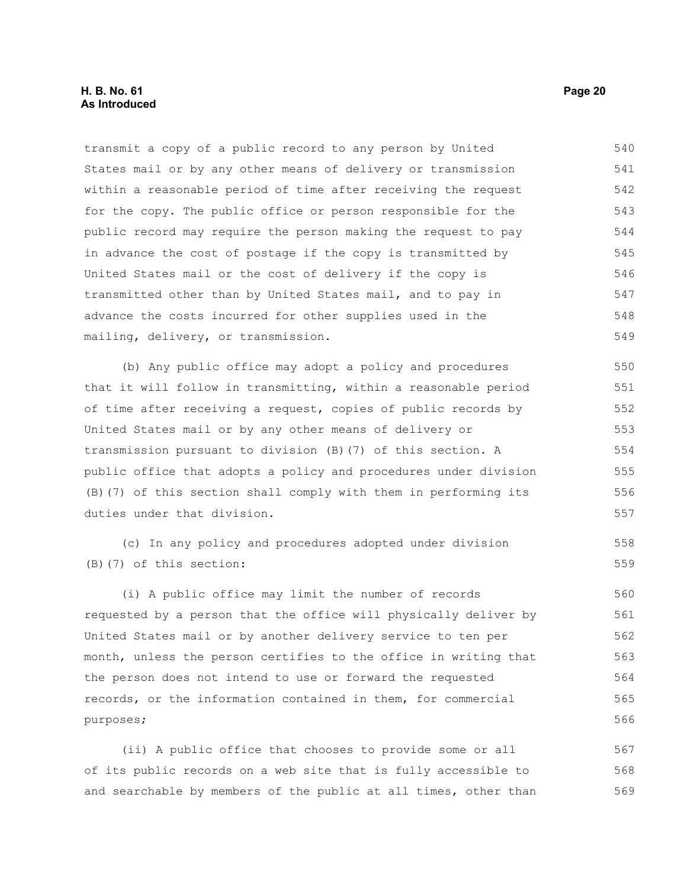transmit a copy of a public record to any person by United States mail or by any other means of delivery or transmission within a reasonable period of time after receiving the request for the copy. The public office or person responsible for the public record may require the person making the request to pay in advance the cost of postage if the copy is transmitted by United States mail or the cost of delivery if the copy is transmitted other than by United States mail, and to pay in advance the costs incurred for other supplies used in the mailing, delivery, or transmission.

(b) Any public office may adopt a policy and procedures that it will follow in transmitting, within a reasonable period of time after receiving a request, copies of public records by United States mail or by any other means of delivery or transmission pursuant to division (B)(7) of this section. A public office that adopts a policy and procedures under division (B)(7) of this section shall comply with them in performing its duties under that division.

(c) In any policy and procedures adopted under division (B)(7) of this section:

(i) A public office may limit the number of records requested by a person that the office will physically deliver by United States mail or by another delivery service to ten per month, unless the person certifies to the office in writing that the person does not intend to use or forward the requested records, or the information contained in them, for commercial purposes;

(ii) A public office that chooses to provide some or all of its public records on a web site that is fully accessible to and searchable by members of the public at all times, other than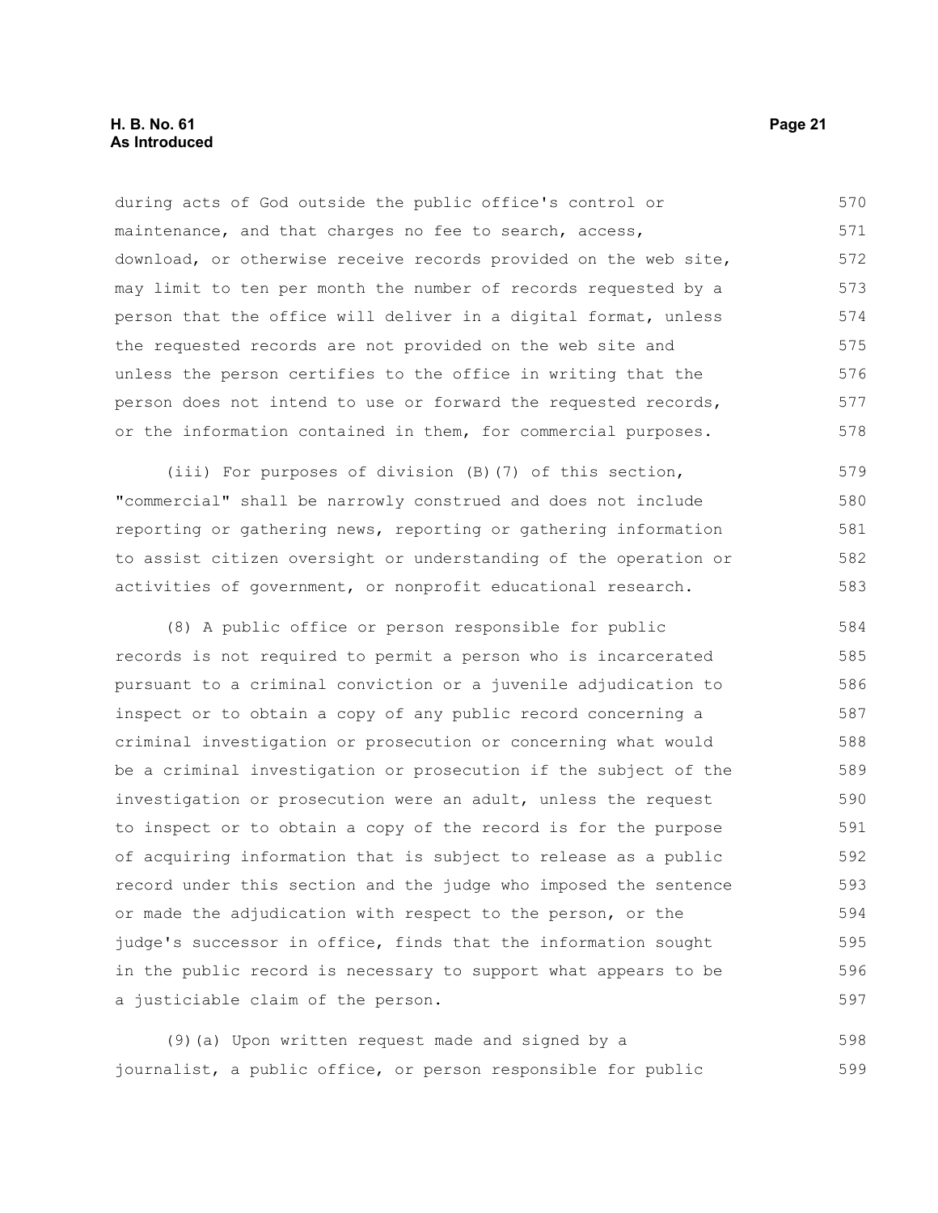during acts of God outside the public office's control or maintenance, and that charges no fee to search, access, download, or otherwise receive records provided on the web site, may limit to ten per month the number of records requested by a person that the office will deliver in a digital format, unless the requested records are not provided on the web site and unless the person certifies to the office in writing that the person does not intend to use or forward the requested records, or the information contained in them, for commercial purposes.

(iii) For purposes of division (B)(7) of this section, "commercial" shall be narrowly construed and does not include reporting or gathering news, reporting or gathering information to assist citizen oversight or understanding of the operation or activities of government, or nonprofit educational research.

(8) A public office or person responsible for public records is not required to permit a person who is incarcerated pursuant to a criminal conviction or a juvenile adjudication to inspect or to obtain a copy of any public record concerning a criminal investigation or prosecution or concerning what would be a criminal investigation or prosecution if the subject of the investigation or prosecution were an adult, unless the request to inspect or to obtain a copy of the record is for the purpose of acquiring information that is subject to release as a public record under this section and the judge who imposed the sentence or made the adjudication with respect to the person, or the judge's successor in office, finds that the information sought in the public record is necessary to support what appears to be a justiciable claim of the person.

(9)(a) Upon written request made and signed by a journalist, a public office, or person responsible for public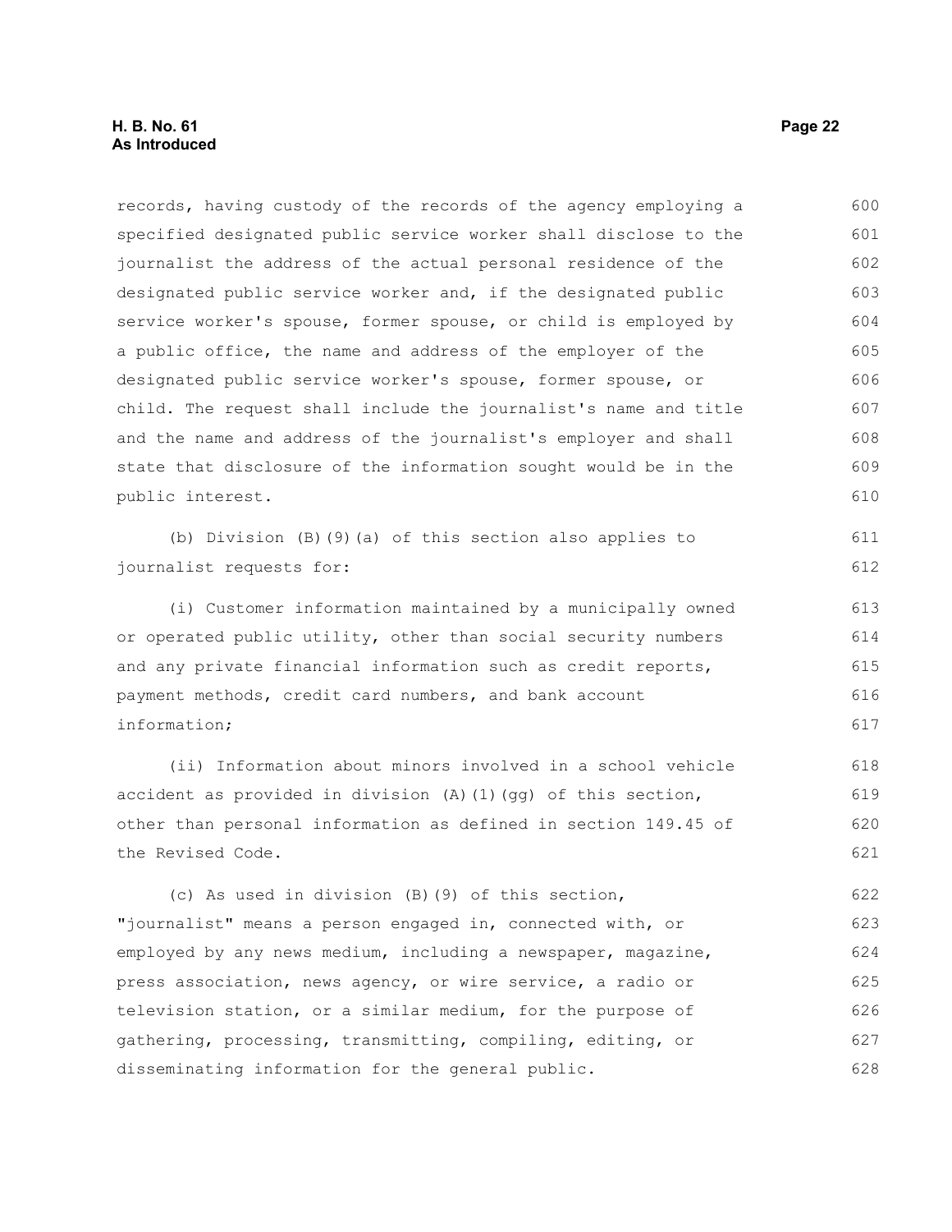records, having custody of the records of the agency employing a specified designated public service worker shall disclose to the journalist the address of the actual personal residence of the designated public service worker and, if the designated public service worker's spouse, former spouse, or child is employed by a public office, the name and address of the employer of the designated public service worker's spouse, former spouse, or child. The request shall include the journalist's name and title and the name and address of the journalist's employer and shall state that disclosure of the information sought would be in the public interest.

(b) Division (B)(9)(a) of this section also applies to journalist requests for:

(i) Customer information maintained by a municipally owned or operated public utility, other than social security numbers and any private financial information such as credit reports, payment methods, credit card numbers, and bank account information;

(ii) Information about minors involved in a school vehicle accident as provided in division (A)(1)(gg) of this section, other than personal information as defined in section 149.45 of the Revised Code.

(c) As used in division (B)(9) of this section, "journalist" means a person engaged in, connected with, or employed by any news medium, including a newspaper, magazine, press association, news agency, or wire service, a radio or television station, or a similar medium, for the purpose of gathering, processing, transmitting, compiling, editing, or disseminating information for the general public.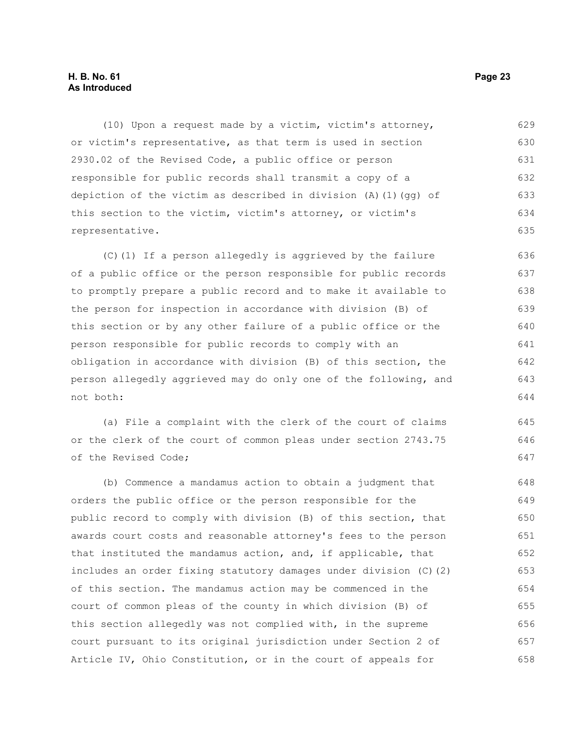(10) Upon a request made by a victim, victim's attorney, or victim's representative, as that term is used in section 2930.02 of the Revised Code, a public office or person responsible for public records shall transmit a copy of a depiction of the victim as described in division (A)(1)(gg) of this section to the victim, victim's attorney, or victim's representative.

(C)(1) If a person allegedly is aggrieved by the failure of a public office or the person responsible for public records to promptly prepare a public record and to make it available to the person for inspection in accordance with division (B) of this section or by any other failure of a public office or the person responsible for public records to comply with an obligation in accordance with division (B) of this section, the person allegedly aggrieved may do only one of the following, and not both:

(a) File a complaint with the clerk of the court of claims or the clerk of the court of common pleas under section 2743.75 of the Revised Code;

(b) Commence a mandamus action to obtain a judgment that orders the public office or the person responsible for the public record to comply with division (B) of this section, that awards court costs and reasonable attorney's fees to the person that instituted the mandamus action, and, if applicable, that includes an order fixing statutory damages under division (C)(2) of this section. The mandamus action may be commenced in the court of common pleas of the county in which division (B) of this section allegedly was not complied with, in the supreme court pursuant to its original jurisdiction under Section 2 of Article IV, Ohio Constitution, or in the court of appeals for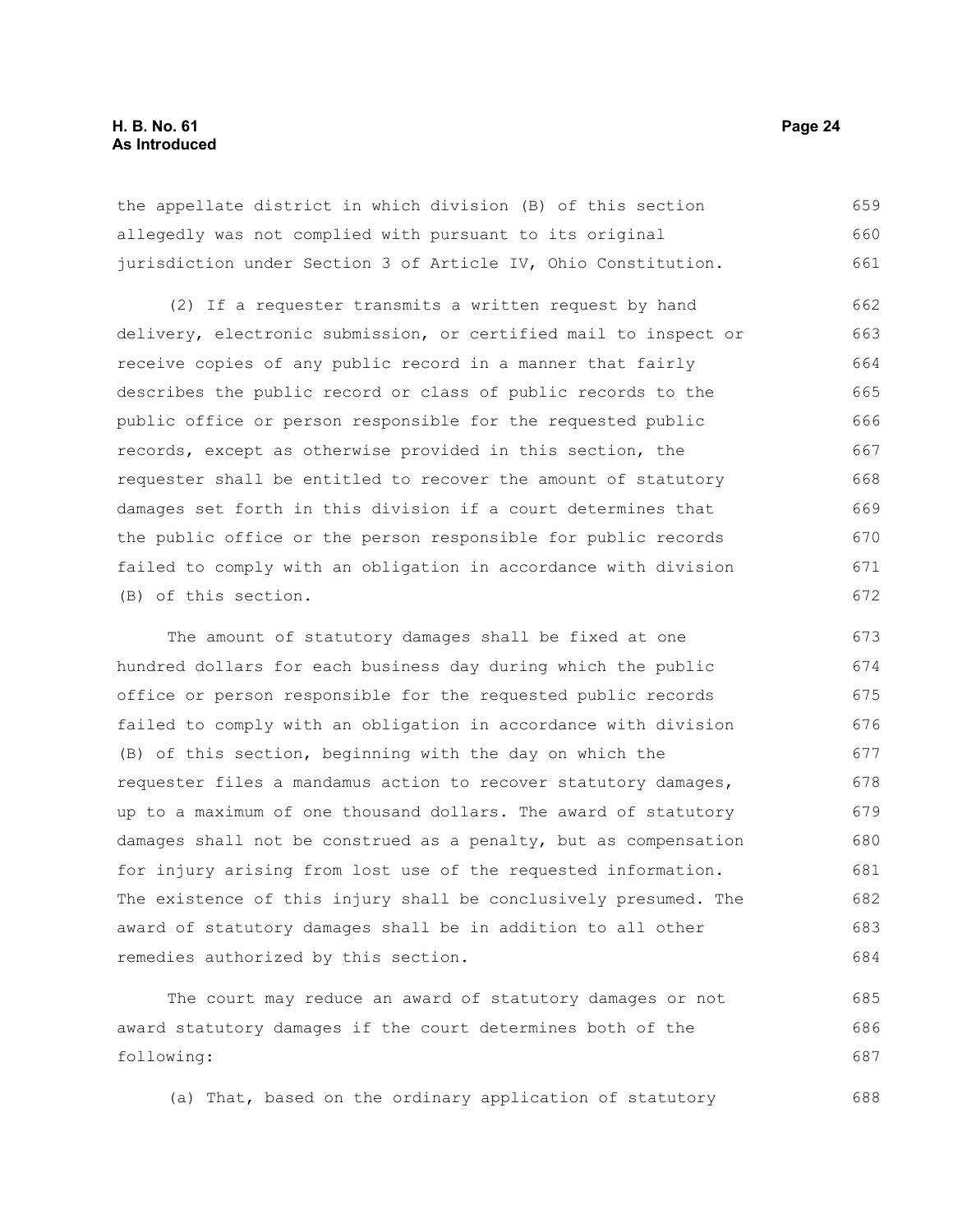the appellate district in which division (B) of this section allegedly was not complied with pursuant to its original jurisdiction under Section 3 of Article IV, Ohio Constitution.

(2) If a requester transmits a written request by hand delivery, electronic submission, or certified mail to inspect or receive copies of any public record in a manner that fairly describes the public record or class of public records to the public office or person responsible for the requested public records, except as otherwise provided in this section, the requester shall be entitled to recover the amount of statutory damages set forth in this division if a court determines that the public office or the person responsible for public records failed to comply with an obligation in accordance with division (B) of this section.

The amount of statutory damages shall be fixed at one hundred dollars for each business day during which the public office or person responsible for the requested public records failed to comply with an obligation in accordance with division (B) of this section, beginning with the day on which the requester files a mandamus action to recover statutory damages, up to a maximum of one thousand dollars. The award of statutory damages shall not be construed as a penalty, but as compensation for injury arising from lost use of the requested information. The existence of this injury shall be conclusively presumed. The award of statutory damages shall be in addition to all other remedies authorized by this section.

The court may reduce an award of statutory damages or not award statutory damages if the court determines both of the following:

(a) That, based on the ordinary application of statutory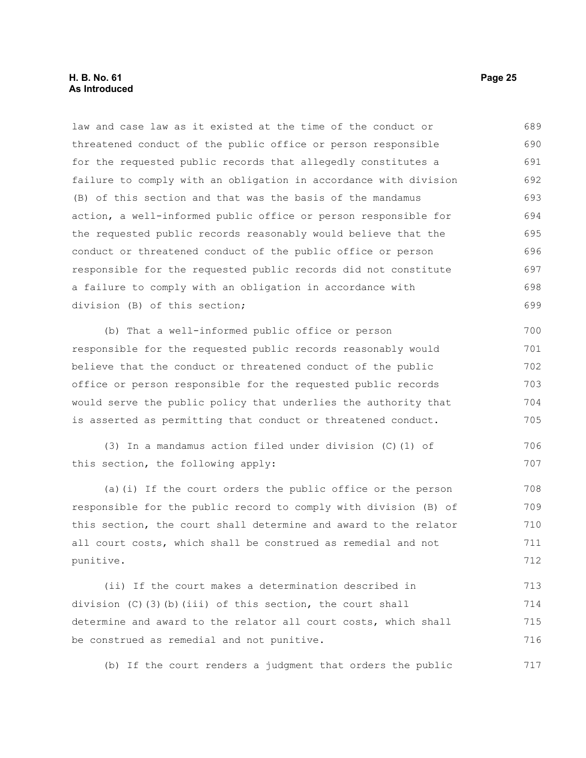law and case law as it existed at the time of the conduct or threatened conduct of the public office or person responsible for the requested public records that allegedly constitutes a failure to comply with an obligation in accordance with division (B) of this section and that was the basis of the mandamus action, a well-informed public office or person responsible for the requested public records reasonably would believe that the conduct or threatened conduct of the public office or person responsible for the requested public records did not constitute a failure to comply with an obligation in accordance with division (B) of this section;

(b) That a well-informed public office or person responsible for the requested public records reasonably would believe that the conduct or threatened conduct of the public office or person responsible for the requested public records would serve the public policy that underlies the authority that is asserted as permitting that conduct or threatened conduct.

(3) In a mandamus action filed under division (C)(1) of this section, the following apply:

(a)(i) If the court orders the public office or the person responsible for the public record to comply with division (B) of this section, the court shall determine and award to the relator all court costs, which shall be construed as remedial and not punitive.

(ii) If the court makes a determination described in division (C)(3)(b)(iii) of this section, the court shall determine and award to the relator all court costs, which shall be construed as remedial and not punitive.

(b) If the court renders a judgment that orders the public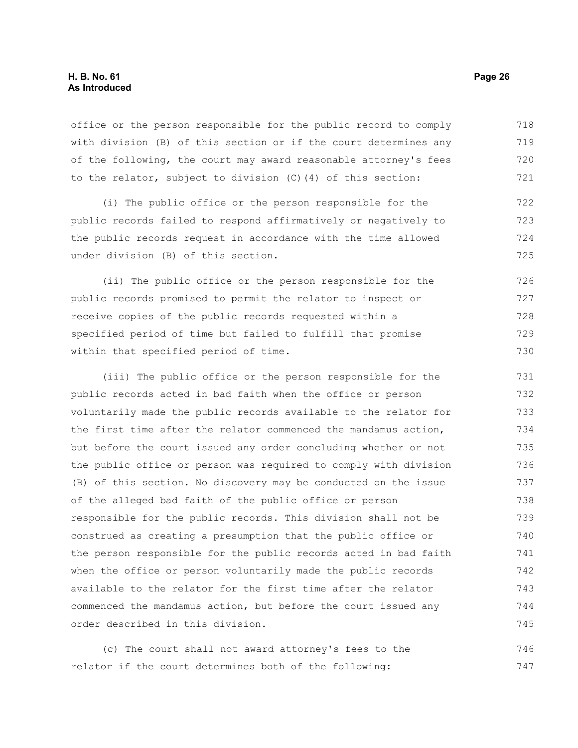office or the person responsible for the public record to comply with division (B) of this section or if the court determines any of the following, the court may award reasonable attorney's fees to the relator, subject to division (C)(4) of this section:

(i) The public office or the person responsible for the public records failed to respond affirmatively or negatively to the public records request in accordance with the time allowed under division (B) of this section.

(ii) The public office or the person responsible for the public records promised to permit the relator to inspect or receive copies of the public records requested within a specified period of time but failed to fulfill that promise within that specified period of time.

(iii) The public office or the person responsible for the public records acted in bad faith when the office or person voluntarily made the public records available to the relator for the first time after the relator commenced the mandamus action, but before the court issued any order concluding whether or not the public office or person was required to comply with division (B) of this section. No discovery may be conducted on the issue of the alleged bad faith of the public office or person responsible for the public records. This division shall not be construed as creating a presumption that the public office or the person responsible for the public records acted in bad faith when the office or person voluntarily made the public records available to the relator for the first time after the relator commenced the mandamus action, but before the court issued any order described in this division.

(c) The court shall not award attorney's fees to the relator if the court determines both of the following: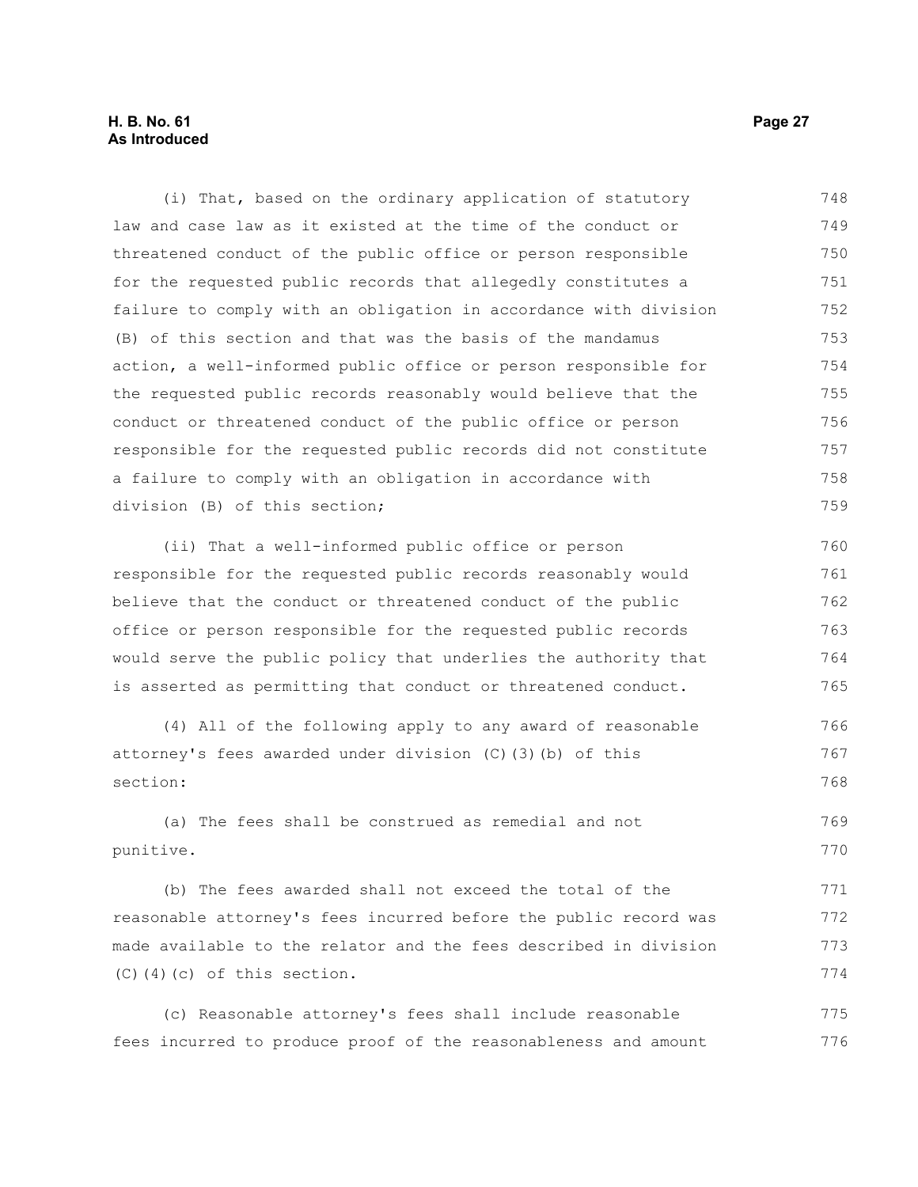(i) That, based on the ordinary application of statutory law and case law as it existed at the time of the conduct or threatened conduct of the public office or person responsible for the requested public records that allegedly constitutes a failure to comply with an obligation in accordance with division (B) of this section and that was the basis of the mandamus action, a well-informed public office or person responsible for the requested public records reasonably would believe that the conduct or threatened conduct of the public office or person responsible for the requested public records did not constitute a failure to comply with an obligation in accordance with division (B) of this section;

(ii) That a well-informed public office or person responsible for the requested public records reasonably would believe that the conduct or threatened conduct of the public office or person responsible for the requested public records would serve the public policy that underlies the authority that is asserted as permitting that conduct or threatened conduct.

(4) All of the following apply to any award of reasonable attorney's fees awarded under division (C)(3)(b) of this section:

(a) The fees shall be construed as remedial and not punitive.

(b) The fees awarded shall not exceed the total of the reasonable attorney's fees incurred before the public record was made available to the relator and the fees described in division (C)(4)(c) of this section.

(c) Reasonable attorney's fees shall include reasonable fees incurred to produce proof of the reasonableness and amount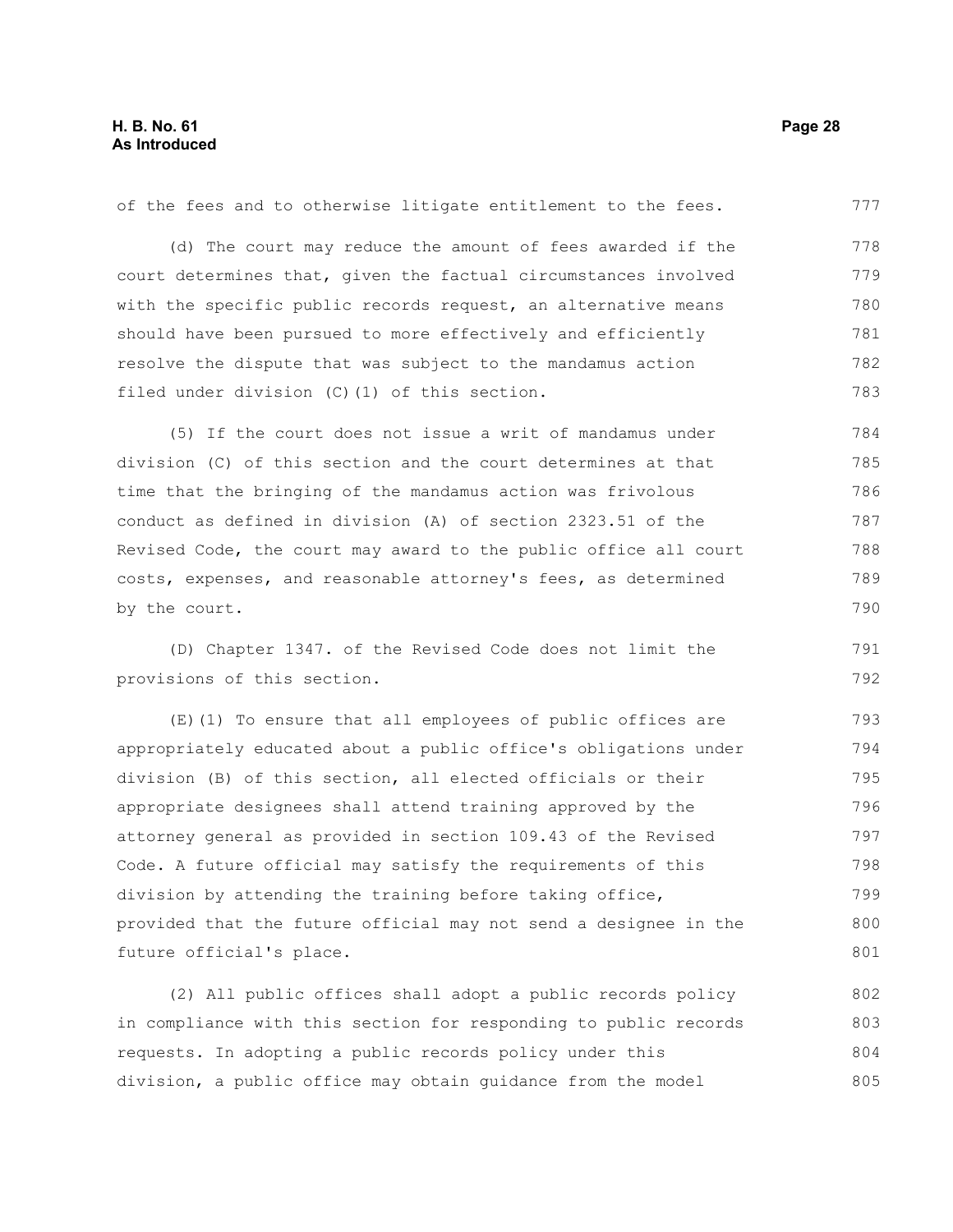of the fees and to otherwise litigate entitlement to the fees.

(d) The court may reduce the amount of fees awarded if the court determines that, given the factual circumstances involved with the specific public records request, an alternative means should have been pursued to more effectively and efficiently resolve the dispute that was subject to the mandamus action filed under division (C)(1) of this section.

(5) If the court does not issue a writ of mandamus under division (C) of this section and the court determines at that time that the bringing of the mandamus action was frivolous conduct as defined in division (A) of section 2323.51 of the Revised Code, the court may award to the public office all court costs, expenses, and reasonable attorney's fees, as determined by the court.

(D) Chapter 1347. of the Revised Code does not limit the provisions of this section.

(E)(1) To ensure that all employees of public offices are appropriately educated about a public office's obligations under division (B) of this section, all elected officials or their appropriate designees shall attend training approved by the attorney general as provided in section 109.43 of the Revised Code. A future official may satisfy the requirements of this division by attending the training before taking office, provided that the future official may not send a designee in the future official's place.

(2) All public offices shall adopt a public records policy in compliance with this section for responding to public records requests. In adopting a public records policy under this division, a public office may obtain guidance from the model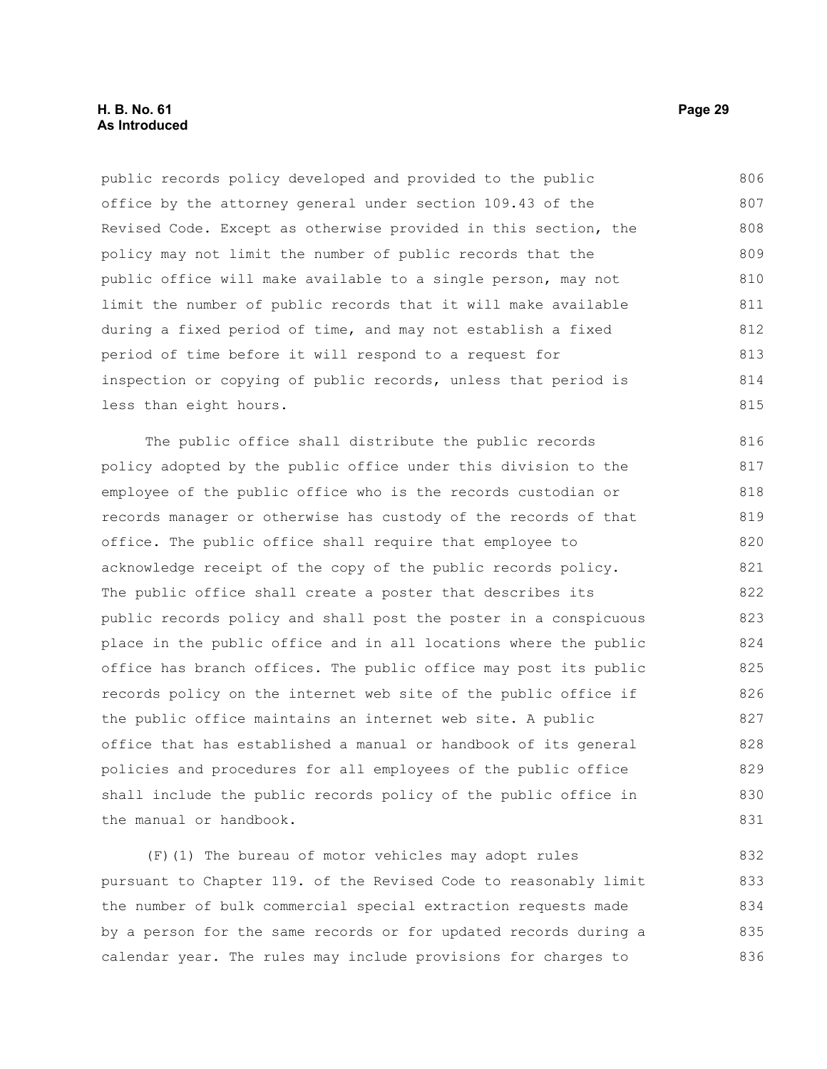public records policy developed and provided to the public office by the attorney general under section 109.43 of the Revised Code. Except as otherwise provided in this section, the policy may not limit the number of public records that the public office will make available to a single person, may not limit the number of public records that it will make available during a fixed period of time, and may not establish a fixed period of time before it will respond to a request for inspection or copying of public records, unless that period is less than eight hours.

The public office shall distribute the public records policy adopted by the public office under this division to the employee of the public office who is the records custodian or records manager or otherwise has custody of the records of that office. The public office shall require that employee to acknowledge receipt of the copy of the public records policy. The public office shall create a poster that describes its public records policy and shall post the poster in a conspicuous place in the public office and in all locations where the public office has branch offices. The public office may post its public records policy on the internet web site of the public office if the public office maintains an internet web site. A public office that has established a manual or handbook of its general policies and procedures for all employees of the public office shall include the public records policy of the public office in the manual or handbook.

(F)(1) The bureau of motor vehicles may adopt rules pursuant to Chapter 119. of the Revised Code to reasonably limit the number of bulk commercial special extraction requests made by a person for the same records or for updated records during a calendar year. The rules may include provisions for charges to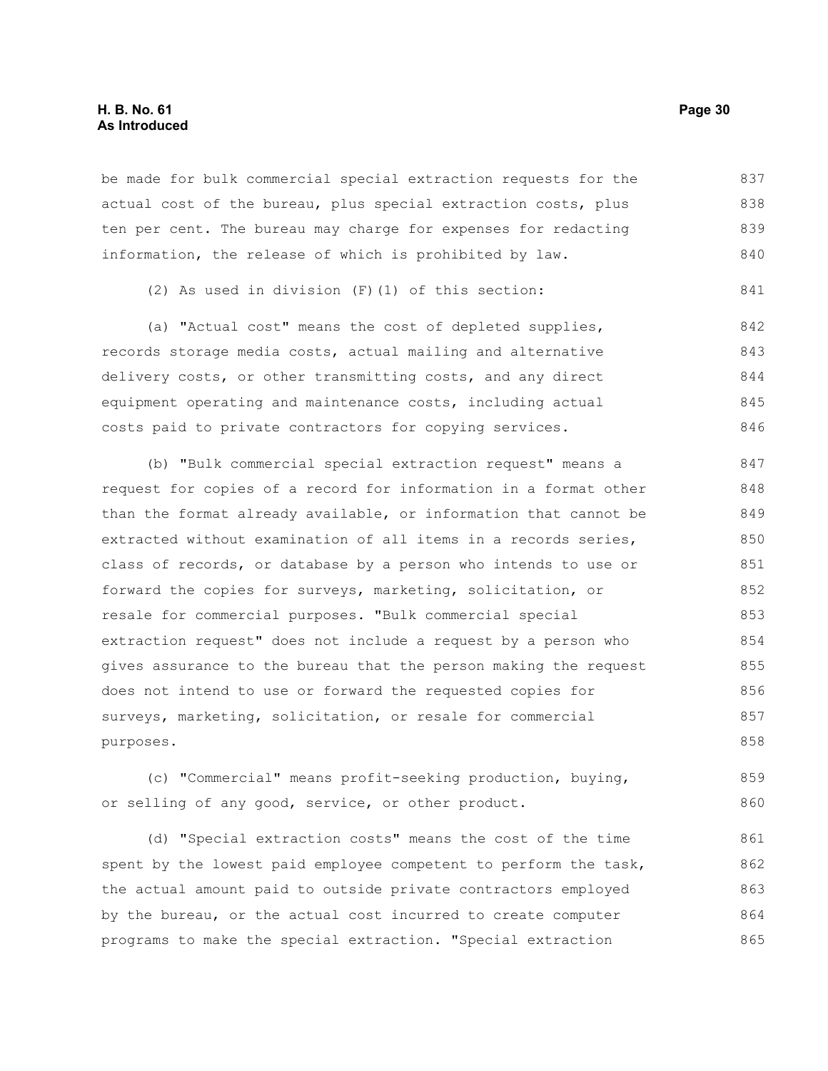be made for bulk commercial special extraction requests for the actual cost of the bureau, plus special extraction costs, plus ten per cent. The bureau may charge for expenses for redacting information, the release of which is prohibited by law.

(2) As used in division (F)(1) of this section:

(a) "Actual cost" means the cost of depleted supplies, records storage media costs, actual mailing and alternative delivery costs, or other transmitting costs, and any direct equipment operating and maintenance costs, including actual costs paid to private contractors for copying services.

(b) "Bulk commercial special extraction request" means a request for copies of a record for information in a format other than the format already available, or information that cannot be extracted without examination of all items in a records series, class of records, or database by a person who intends to use or forward the copies for surveys, marketing, solicitation, or resale for commercial purposes. "Bulk commercial special extraction request" does not include a request by a person who gives assurance to the bureau that the person making the request does not intend to use or forward the requested copies for surveys, marketing, solicitation, or resale for commercial purposes.

(c) "Commercial" means profit-seeking production, buying, or selling of any good, service, or other product.

(d) "Special extraction costs" means the cost of the time spent by the lowest paid employee competent to perform the task, the actual amount paid to outside private contractors employed by the bureau, or the actual cost incurred to create computer programs to make the special extraction. "Special extraction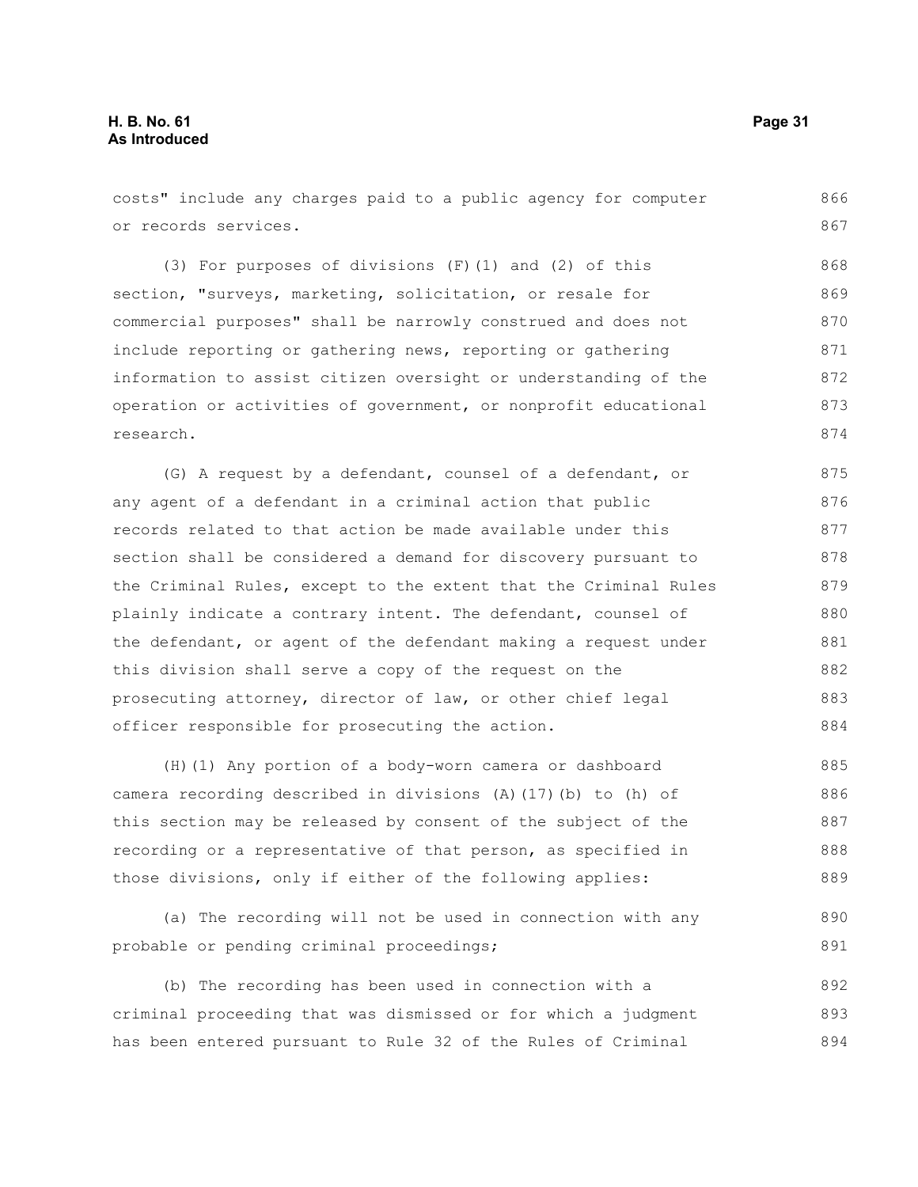costs" include any charges paid to a public agency for computer or records services.

(3) For purposes of divisions (F)(1) and (2) of this section, "surveys, marketing, solicitation, or resale for commercial purposes" shall be narrowly construed and does not include reporting or gathering news, reporting or gathering information to assist citizen oversight or understanding of the operation or activities of government, or nonprofit educational research.

(G) A request by a defendant, counsel of a defendant, or any agent of a defendant in a criminal action that public records related to that action be made available under this section shall be considered a demand for discovery pursuant to the Criminal Rules, except to the extent that the Criminal Rules plainly indicate a contrary intent. The defendant, counsel of the defendant, or agent of the defendant making a request under this division shall serve a copy of the request on the prosecuting attorney, director of law, or other chief legal officer responsible for prosecuting the action.

(H)(1) Any portion of a body-worn camera or dashboard camera recording described in divisions (A)(17)(b) to (h) of this section may be released by consent of the subject of the recording or a representative of that person, as specified in those divisions, only if either of the following applies:

(a) The recording will not be used in connection with any probable or pending criminal proceedings;

(b) The recording has been used in connection with a criminal proceeding that was dismissed or for which a judgment has been entered pursuant to Rule 32 of the Rules of Criminal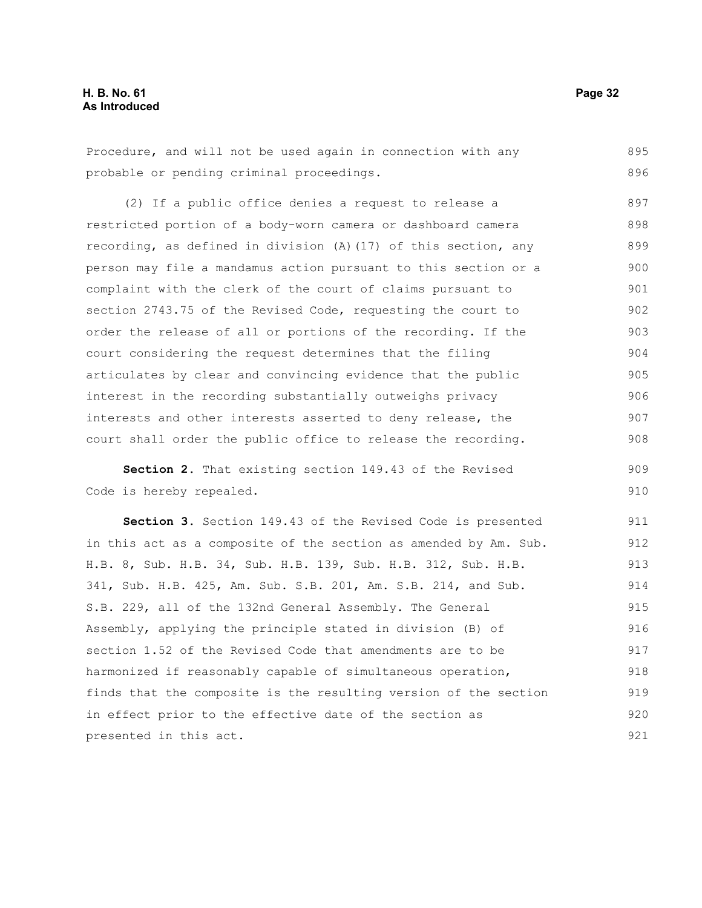Procedure, and will not be used again in connection with any probable or pending criminal proceedings.

(2) If a public office denies a request to release a restricted portion of a body-worn camera or dashboard camera recording, as defined in division (A)(17) of this section, any person may file a mandamus action pursuant to this section or a complaint with the clerk of the court of claims pursuant to section 2743.75 of the Revised Code, requesting the court to order the release of all or portions of the recording. If the court considering the request determines that the filing articulates by clear and convincing evidence that the public interest in the recording substantially outweighs privacy interests and other interests asserted to deny release, the court shall order the public office to release the recording.

**Section 2.** That existing section 149.43 of the Revised Code is hereby repealed.

**Section 3.** Section 149.43 of the Revised Code is presented in this act as a composite of the section as amended by Am. Sub. H.B. 8, Sub. H.B. 34, Sub. H.B. 139, Sub. H.B. 312, Sub. H.B. 341, Sub. H.B. 425, Am. Sub. S.B. 201, Am. S.B. 214, and Sub. S.B. 229, all of the 132nd General Assembly. The General Assembly, applying the principle stated in division (B) of section 1.52 of the Revised Code that amendments are to be harmonized if reasonably capable of simultaneous operation, finds that the composite is the resulting version of the section in effect prior to the effective date of the section as presented in this act.